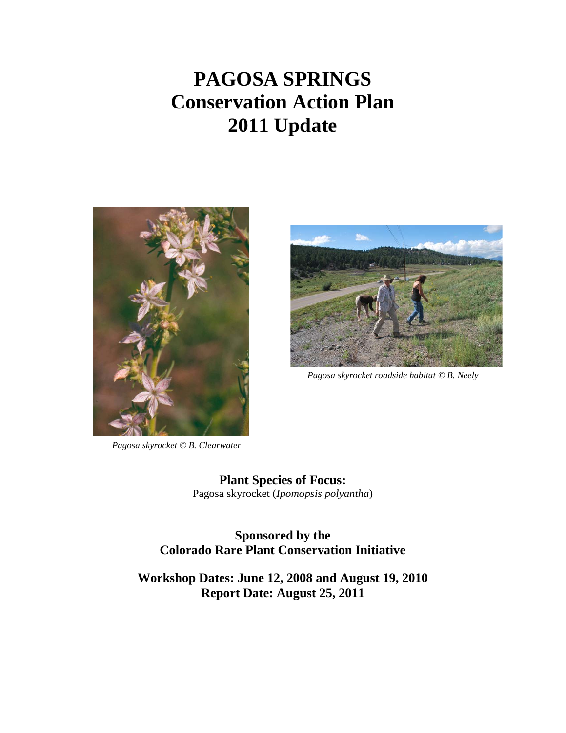# PAGOSA SPRINGS
# Conservation Action Plan
# 2011 Update

*Pagosa skyrocket roadside habitat © B. Neely*

*Pagosa skyrocket © B. Clearwater*

**Plant Species of Focus:**
Pagosa skyrocket (*Ipomopsis polyantha*)

**Sponsored by the**
**Colorado Rare Plant Conservation Initiative**

**Workshop Dates: June 12, 2008 and August 19, 2010**
**Report Date: August 25, 2011**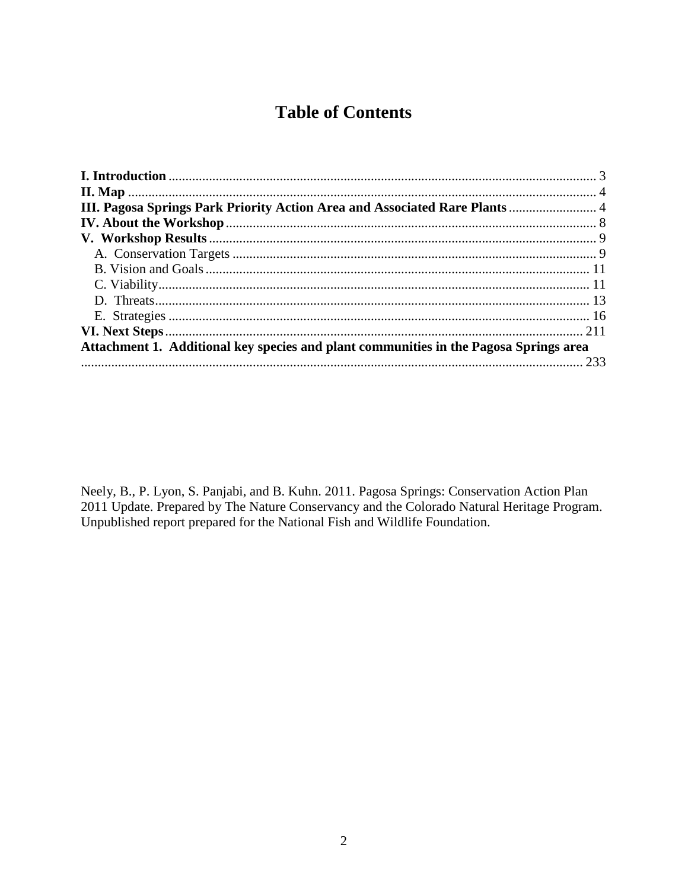# Table of Contents

**I. Introduction** ............................................................................................................................ 3
**II. Map** ......................................................................................................................................... 4
**III. Pagosa Springs Park Priority Action Area and Associated Rare Plants** ......................... 4
**IV. About the Workshop** ............................................................................................................ 8
**V. Workshop Results** ................................................................................................................. 9
- A. Conservation Targets ........................................................................................................... 9
- B. Vision and Goals ................................................................................................................ 11
- C. Viability.............................................................................................................................. 11
- D. Threats................................................................................................................................ 13
- E. Strategies ............................................................................................................................ 16

**VI. Next Steps** .......................................................................................................................... 211
**Attachment 1. Additional key species and plant communities in the Pagosa Springs area** ........................................................................................................................................ 233

Neely, B., P. Lyon, S. Panjabi, and B. Kuhn. 2011. Pagosa Springs: Conservation Action Plan 2011 Update. Prepared by The Nature Conservancy and the Colorado Natural Heritage Program. Unpublished report prepared for the National Fish and Wildlife Foundation.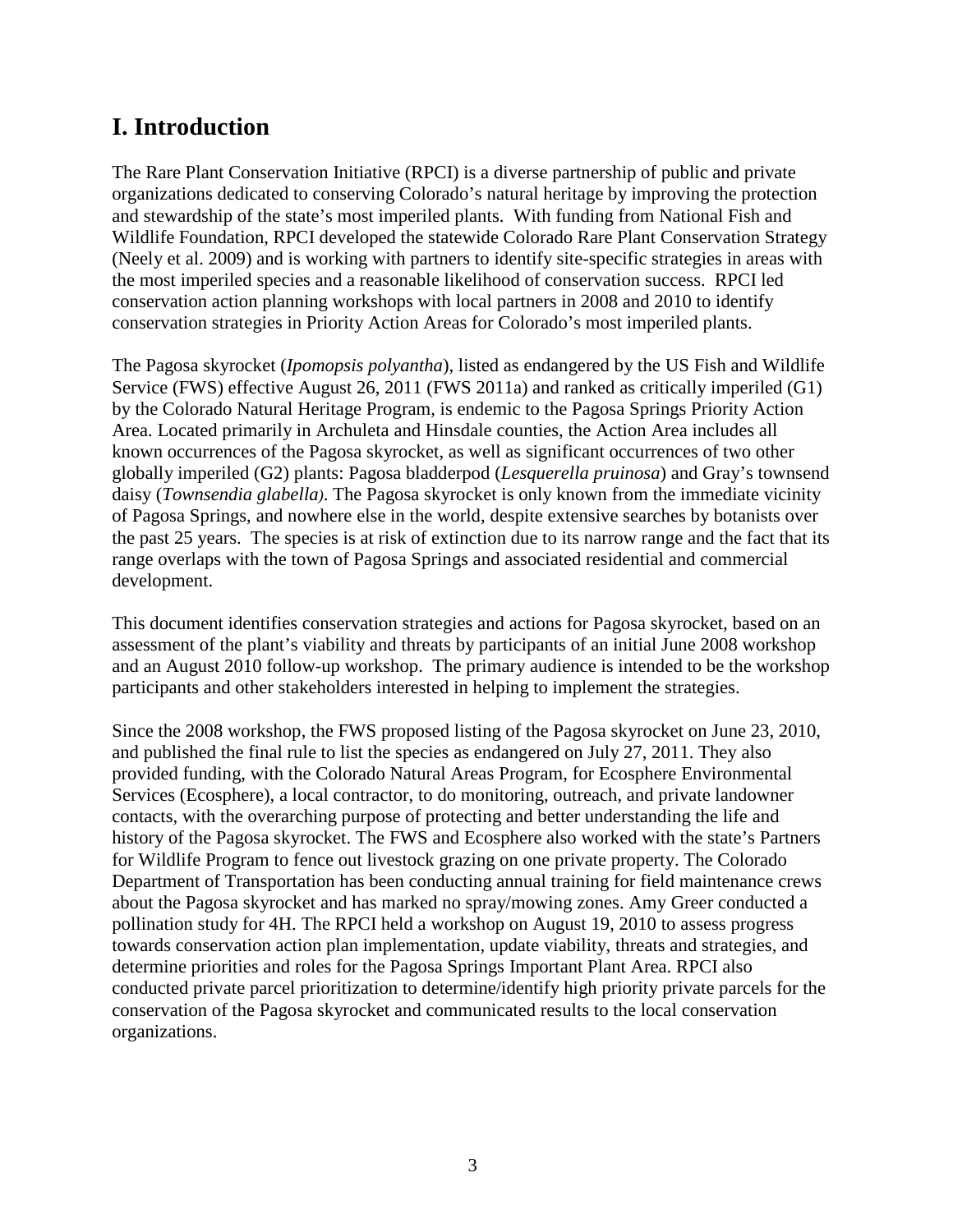# I. Introduction

The Rare Plant Conservation Initiative (RPCI) is a diverse partnership of public and private organizations dedicated to conserving Colorado's natural heritage by improving the protection and stewardship of the state's most imperiled plants. With funding from National Fish and Wildlife Foundation, RPCI developed the statewide Colorado Rare Plant Conservation Strategy (Neely et al. 2009) and is working with partners to identify site-specific strategies in areas with the most imperiled species and a reasonable likelihood of conservation success. RPCI led conservation action planning workshops with local partners in 2008 and 2010 to identify conservation strategies in Priority Action Areas for Colorado's most imperiled plants.

The Pagosa skyrocket (*Ipomopsis polyantha*), listed as endangered by the US Fish and Wildlife Service (FWS) effective August 26, 2011 (FWS 2011a) and ranked as critically imperiled (G1) by the Colorado Natural Heritage Program, is endemic to the Pagosa Springs Priority Action Area. Located primarily in Archuleta and Hinsdale counties, the Action Area includes all known occurrences of the Pagosa skyrocket, as well as significant occurrences of two other globally imperiled (G2) plants: Pagosa bladderpod (*Lesquerella pruinosa*) and Gray's townsend daisy (*Townsendia glabella*). The Pagosa skyrocket is only known from the immediate vicinity of Pagosa Springs, and nowhere else in the world, despite extensive searches by botanists over the past 25 years. The species is at risk of extinction due to its narrow range and the fact that its range overlaps with the town of Pagosa Springs and associated residential and commercial development.

This document identifies conservation strategies and actions for Pagosa skyrocket, based on an assessment of the plant's viability and threats by participants of an initial June 2008 workshop and an August 2010 follow-up workshop. The primary audience is intended to be the workshop participants and other stakeholders interested in helping to implement the strategies.

Since the 2008 workshop, the FWS proposed listing of the Pagosa skyrocket on June 23, 2010, and published the final rule to list the species as endangered on July 27, 2011. They also provided funding, with the Colorado Natural Areas Program, for Ecosphere Environmental Services (Ecosphere), a local contractor, to do monitoring, outreach, and private landowner contacts, with the overarching purpose of protecting and better understanding the life and history of the Pagosa skyrocket. The FWS and Ecosphere also worked with the state's Partners for Wildlife Program to fence out livestock grazing on one private property. The Colorado Department of Transportation has been conducting annual training for field maintenance crews about the Pagosa skyrocket and has marked no spray/mowing zones. Amy Greer conducted a pollination study for 4H. The RPCI held a workshop on August 19, 2010 to assess progress towards conservation action plan implementation, update viability, threats and strategies, and determine priorities and roles for the Pagosa Springs Important Plant Area. RPCI also conducted private parcel prioritization to determine/identify high priority private parcels for the conservation of the Pagosa skyrocket and communicated results to the local conservation organizations.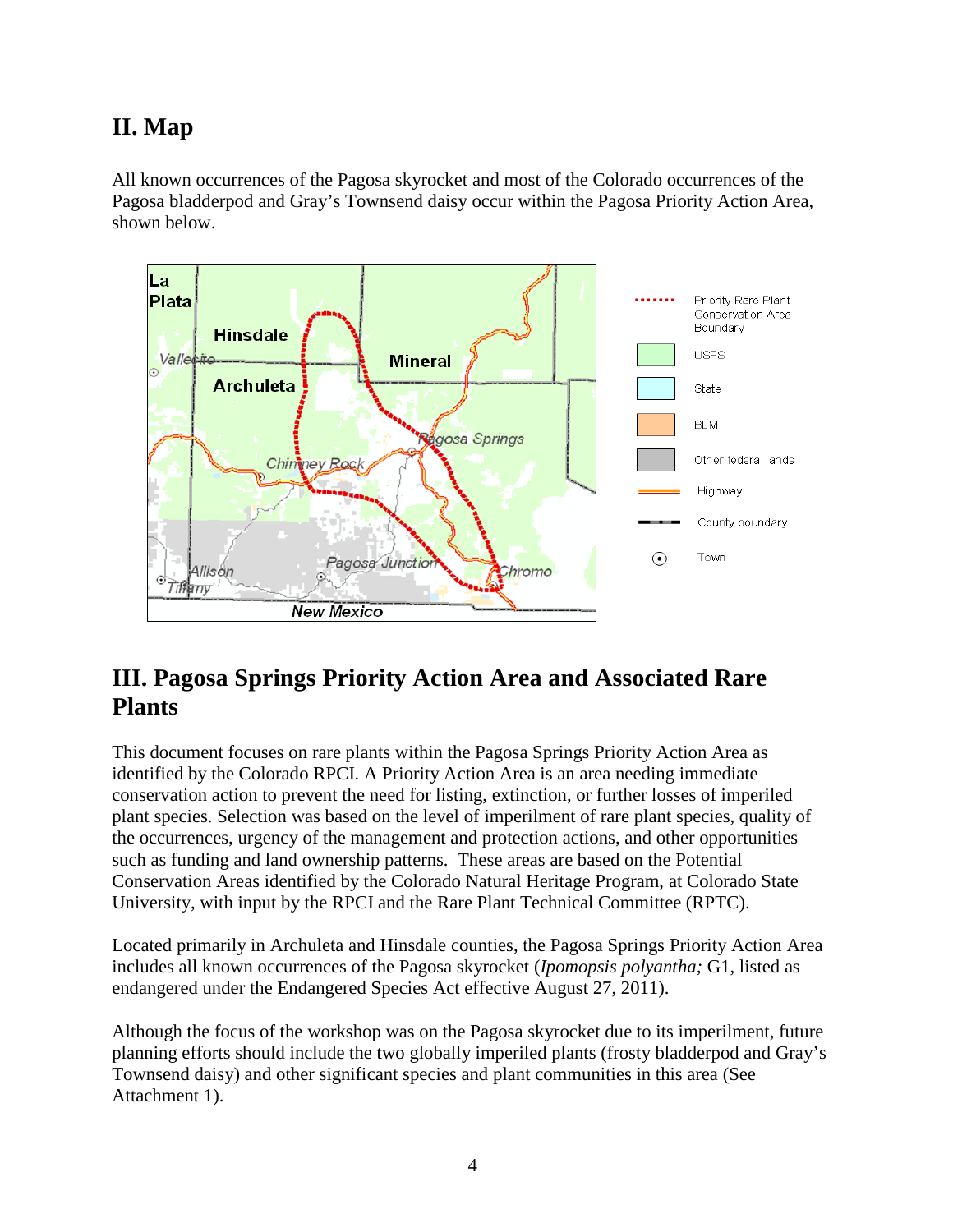## II. Map

All known occurrences of the Pagosa skyrocket and most of the Colorado occurrences of the Pagosa bladderpod and Gray's Townsend daisy occur within the Pagosa Priority Action Area, shown below.

## III. Pagosa Springs Priority Action Area and Associated Rare Plants

This document focuses on rare plants within the Pagosa Springs Priority Action Area as identified by the Colorado RPCI. A Priority Action Area is an area needing immediate conservation action to prevent the need for listing, extinction, or further losses of imperiled plant species. Selection was based on the level of imperilment of rare plant species, quality of the occurrences, urgency of the management and protection actions, and other opportunities such as funding and land ownership patterns. These areas are based on the Potential Conservation Areas identified by the Colorado Natural Heritage Program, at Colorado State University, with input by the RPCI and the Rare Plant Technical Committee (RPTC).

Located primarily in Archuleta and Hinsdale counties, the Pagosa Springs Priority Action Area includes all known occurrences of the Pagosa skyrocket (*Ipomopsis polyantha;* G1, listed as endangered under the Endangered Species Act effective August 27, 2011).

Although the focus of the workshop was on the Pagosa skyrocket due to its imperilment, future planning efforts should include the two globally imperiled plants (frosty bladderpod and Gray's Townsend daisy) and other significant species and plant communities in this area (See Attachment 1).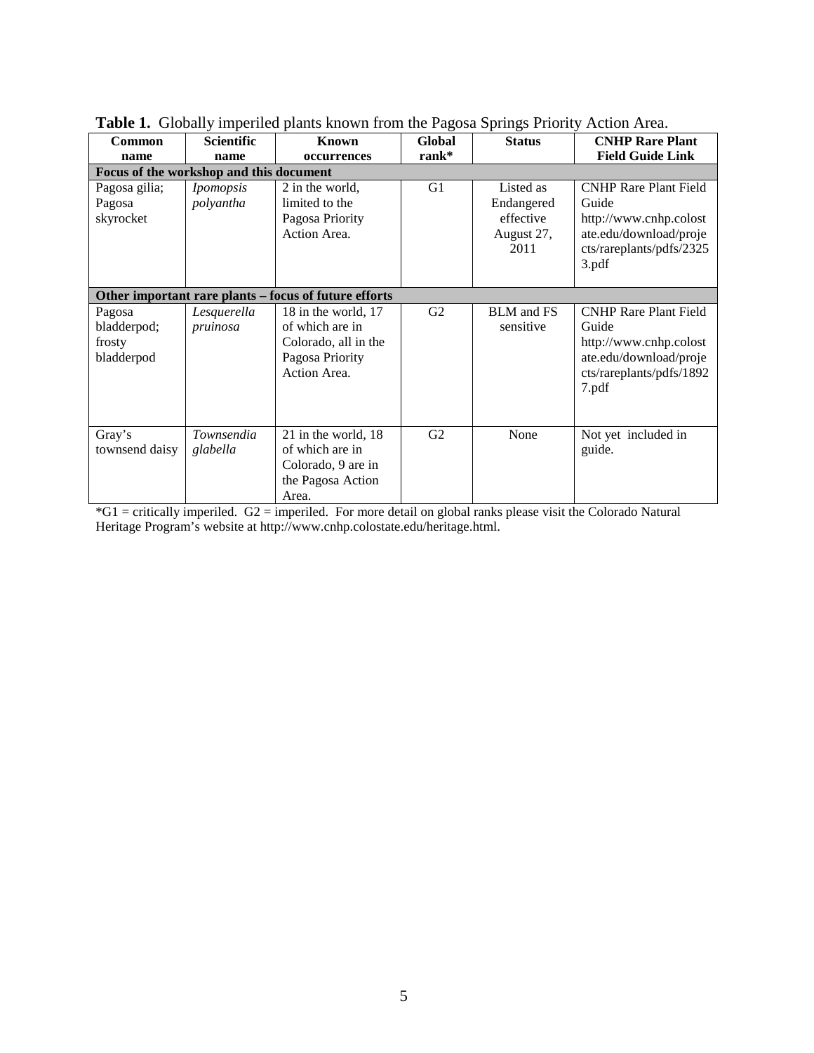**Table 1.** Globally imperiled plants known from the Pagosa Springs Priority Action Area.

| Common name | Scientific name | Known occurrences | Global rank* | Status | CNHP Rare Plant Field Guide Link |
|---|---|---|---|---|---|
| **Focus of the workshop and this document** | | | | | |
| Pagosa gilia; Pagosa skyrocket | *Ipomopsis polyantha* | 2 in the world, limited to the Pagosa Priority Action Area. | G1 | Listed as Endangered effective August 27, 2011 | CNHP Rare Plant Field Guide http://www.cnhp.colostate.edu/download/projects/rareplants/pdfs/23253.pdf |
| **Other important rare plants – focus of future efforts** | | | | | |
| Pagosa bladderpod; frosty bladderpod | *Lesquerella pruinosa* | 18 in the world, 17 of which are in Colorado, all in the Pagosa Priority Action Area. | G2 | BLM and FS sensitive | CNHP Rare Plant Field Guide http://www.cnhp.colostate.edu/download/projects/rareplants/pdfs/18927.pdf |
| Gray's townsend daisy | *Townsendia glabella* | 21 in the world, 18 of which are in Colorado, 9 are in the Pagosa Action Area. | G2 | None | Not yet included in guide. |

*G1 = critically imperiled. G2 = imperiled. For more detail on global ranks please visit the Colorado Natural Heritage Program's website at http://www.cnhp.colostate.edu/heritage.html.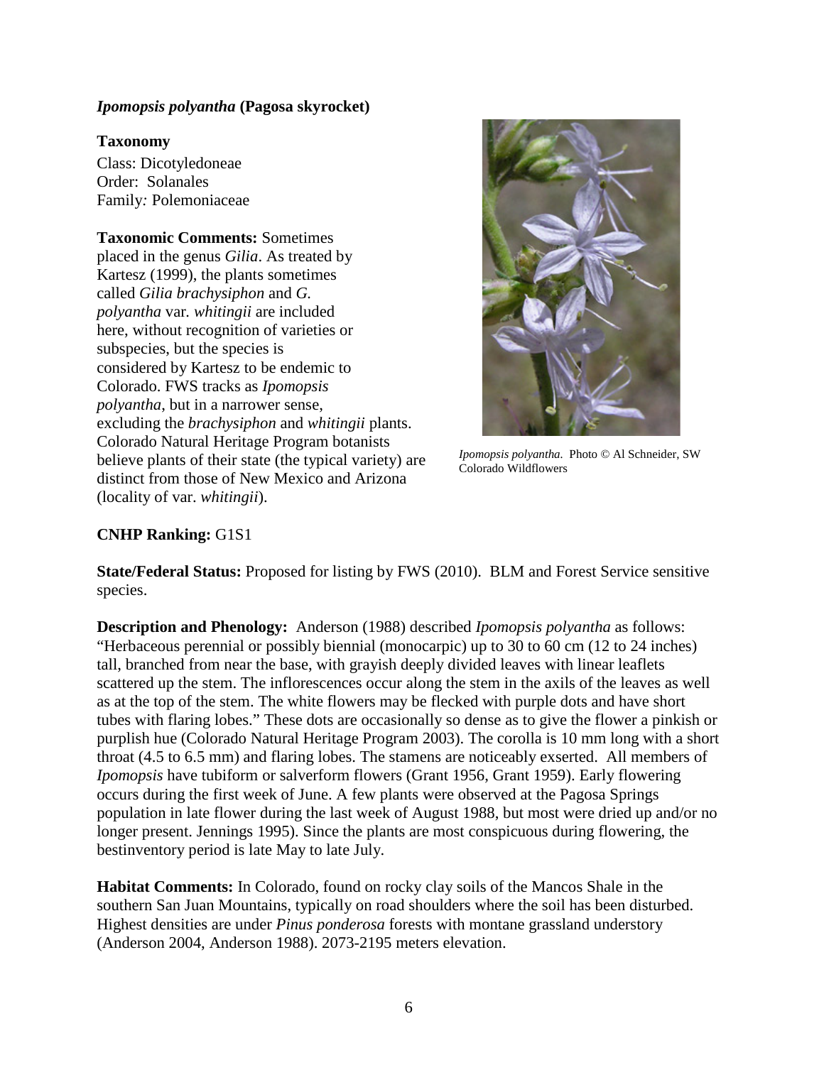***Ipomopsis polyantha*** **(Pagosa skyrocket)**

**Taxonomy**
Class: Dicotyledoneae
Order: Solanales
Family: Polemoniaceae

**Taxonomic Comments:** Sometimes placed in the genus *Gilia*. As treated by Kartesz (1999), the plants sometimes called *Gilia brachysiphon* and *G. polyantha* var. *whitingii* are included here, without recognition of varieties or subspecies, but the species is considered by Kartesz to be endemic to Colorado. FWS tracks as *Ipomopsis polyantha*, but in a narrower sense, excluding the *brachysiphon* and *whitingii* plants. Colorado Natural Heritage Program botanists believe plants of their state (the typical variety) are distinct from those of New Mexico and Arizona (locality of var. *whitingii*).

*Ipomopsis polyantha.* Photo © Al Schneider, SW Colorado Wildflowers

**CNHP Ranking:** G1S1

**State/Federal Status:** Proposed for listing by FWS (2010). BLM and Forest Service sensitive species.

**Description and Phenology:** Anderson (1988) described *Ipomopsis polyantha* as follows: "Herbaceous perennial or possibly biennial (monocarpic) up to 30 to 60 cm (12 to 24 inches) tall, branched from near the base, with grayish deeply divided leaves with linear leaflets scattered up the stem. The inflorescences occur along the stem in the axils of the leaves as well as at the top of the stem. The white flowers may be flecked with purple dots and have short tubes with flaring lobes." These dots are occasionally so dense as to give the flower a pinkish or purplish hue (Colorado Natural Heritage Program 2003). The corolla is 10 mm long with a short throat (4.5 to 6.5 mm) and flaring lobes. The stamens are noticeably exserted. All members of *Ipomopsis* have tubiform or salverform flowers (Grant 1956, Grant 1959). Early flowering occurs during the first week of June. A few plants were observed at the Pagosa Springs population in late flower during the last week of August 1988, but most were dried up and/or no longer present. Jennings 1995). Since the plants are most conspicuous during flowering, the bestinventory period is late May to late July.

**Habitat Comments:** In Colorado, found on rocky clay soils of the Mancos Shale in the southern San Juan Mountains, typically on road shoulders where the soil has been disturbed. Highest densities are under *Pinus ponderosa* forests with montane grassland understory (Anderson 2004, Anderson 1988). 2073-2195 meters elevation.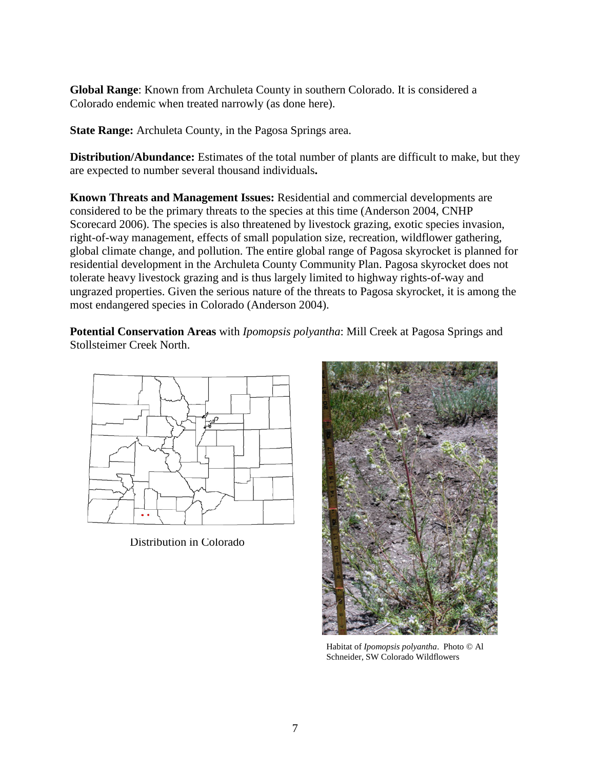**Global Range**: Known from Archuleta County in southern Colorado. It is considered a Colorado endemic when treated narrowly (as done here).

**State Range:** Archuleta County, in the Pagosa Springs area.

**Distribution/Abundance:** Estimates of the total number of plants are difficult to make, but they are expected to number several thousand individuals**.**

**Known Threats and Management Issues:** Residential and commercial developments are considered to be the primary threats to the species at this time (Anderson 2004, CNHP Scorecard 2006). The species is also threatened by livestock grazing, exotic species invasion, right-of-way management, effects of small population size, recreation, wildflower gathering, global climate change, and pollution. The entire global range of Pagosa skyrocket is planned for residential development in the Archuleta County Community Plan. Pagosa skyrocket does not tolerate heavy livestock grazing and is thus largely limited to highway rights-of-way and ungrazed properties. Given the serious nature of the threats to Pagosa skyrocket, it is among the most endangered species in Colorado (Anderson 2004).

**Potential Conservation Areas** with *Ipomopsis polyantha*: Mill Creek at Pagosa Springs and Stollsteimer Creek North.

Distribution in Colorado

Habitat of *Ipomopsis polyantha*. Photo © Al Schneider, SW Colorado Wildflowers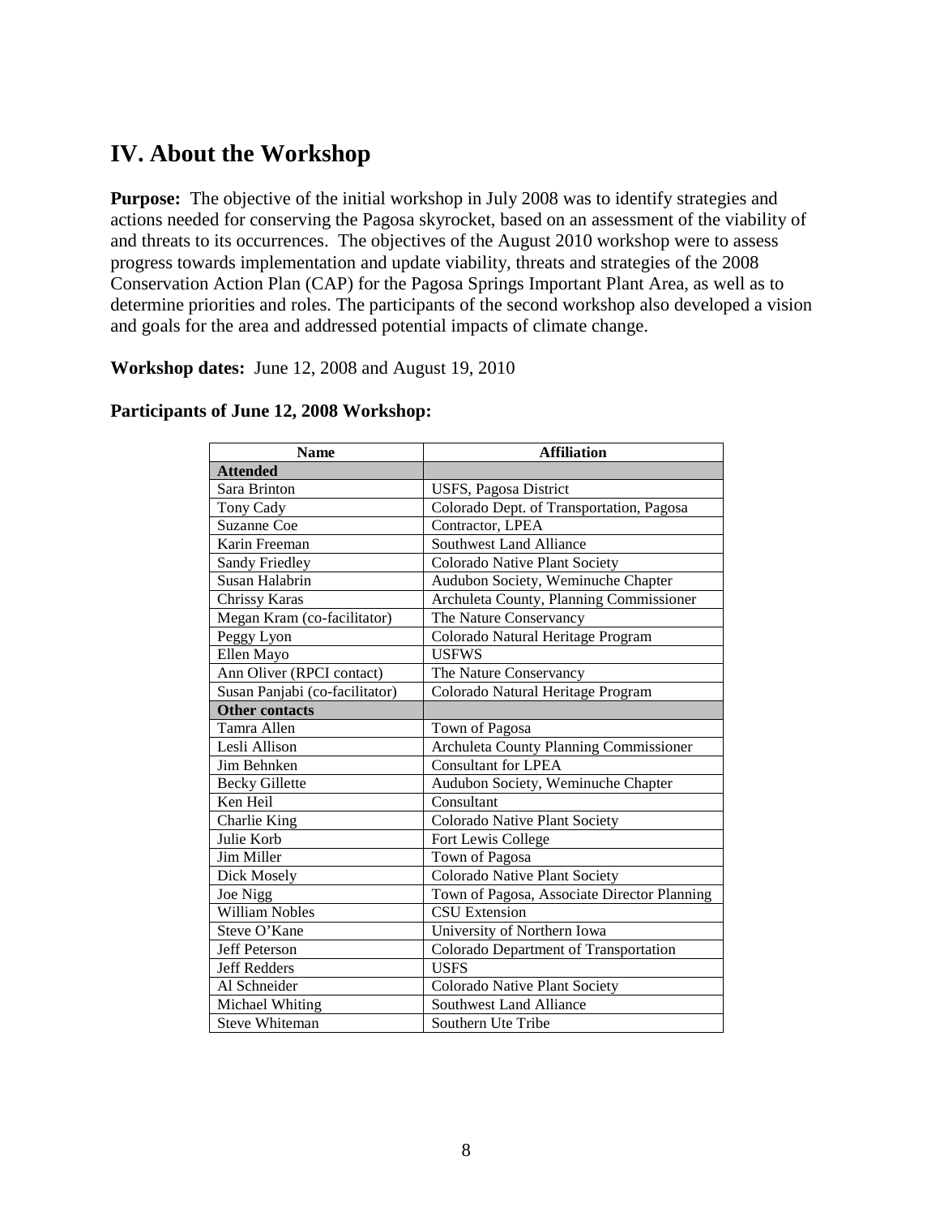## IV. About the Workshop

**Purpose:** The objective of the initial workshop in July 2008 was to identify strategies and actions needed for conserving the Pagosa skyrocket, based on an assessment of the viability of and threats to its occurrences. The objectives of the August 2010 workshop were to assess progress towards implementation and update viability, threats and strategies of the 2008 Conservation Action Plan (CAP) for the Pagosa Springs Important Plant Area, as well as to determine priorities and roles. The participants of the second workshop also developed a vision and goals for the area and addressed potential impacts of climate change.

**Workshop dates:** June 12, 2008 and August 19, 2010

**Participants of June 12, 2008 Workshop:**

| Name | Affiliation |
|---|---|
| **Attended** | |
| Sara Brinton | USFS, Pagosa District |
| Tony Cady | Colorado Dept. of Transportation, Pagosa |
| Suzanne Coe | Contractor, LPEA |
| Karin Freeman | Southwest Land Alliance |
| Sandy Friedley | Colorado Native Plant Society |
| Susan Halabrin | Audubon Society, Weminuche Chapter |
| Chrissy Karas | Archuleta County, Planning Commissioner |
| Megan Kram (co-facilitator) | The Nature Conservancy |
| Peggy Lyon | Colorado Natural Heritage Program |
| Ellen Mayo | USFWS |
| Ann Oliver (RPCI contact) | The Nature Conservancy |
| Susan Panjabi (co-facilitator) | Colorado Natural Heritage Program |
| **Other contacts** | |
| Tamra Allen | Town of Pagosa |
| Lesli Allison | Archuleta County Planning Commissioner |
| Jim Behnken | Consultant for LPEA |
| Becky Gillette | Audubon Society, Weminuche Chapter |
| Ken Heil | Consultant |
| Charlie King | Colorado Native Plant Society |
| Julie Korb | Fort Lewis College |
| Jim Miller | Town of Pagosa |
| Dick Mosely | Colorado Native Plant Society |
| Joe Nigg | Town of Pagosa, Associate Director Planning |
| William Nobles | CSU Extension |
| Steve O'Kane | University of Northern Iowa |
| Jeff Peterson | Colorado Department of Transportation |
| Jeff Redders | USFS |
| Al Schneider | Colorado Native Plant Society |
| Michael Whiting | Southwest Land Alliance |
| Steve Whiteman | Southern Ute Tribe |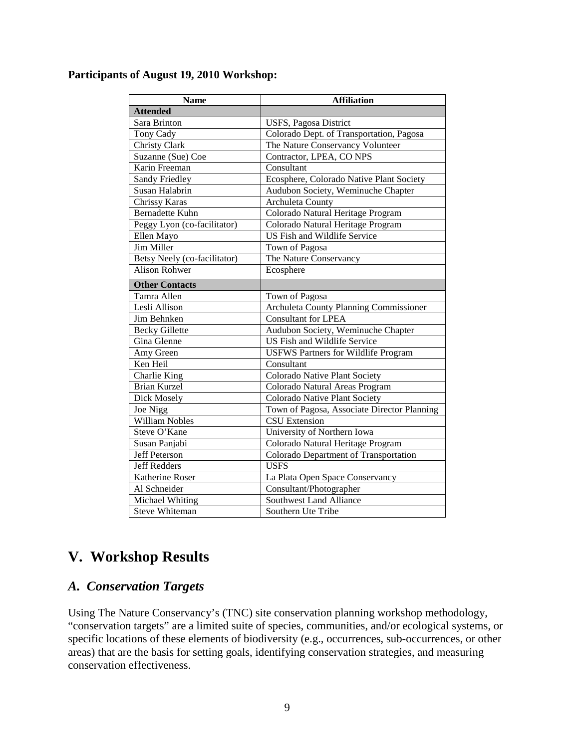**Participants of August 19, 2010 Workshop:**

| Name | Affiliation |
|---|---|
| **Attended** | |
| Sara Brinton | USFS, Pagosa District |
| Tony Cady | Colorado Dept. of Transportation, Pagosa |
| Christy Clark | The Nature Conservancy Volunteer |
| Suzanne (Sue) Coe | Contractor, LPEA, CO NPS |
| Karin Freeman | Consultant |
| Sandy Friedley | Ecosphere, Colorado Native Plant Society |
| Susan Halabrin | Audubon Society, Weminuche Chapter |
| Chrissy Karas | Archuleta County |
| Bernadette Kuhn | Colorado Natural Heritage Program |
| Peggy Lyon (co-facilitator) | Colorado Natural Heritage Program |
| Ellen Mayo | US Fish and Wildlife Service |
| Jim Miller | Town of Pagosa |
| Betsy Neely (co-facilitator) | The Nature Conservancy |
| Alison Rohwer | Ecosphere |
| **Other Contacts** | |
| Tamra Allen | Town of Pagosa |
| Lesli Allison | Archuleta County Planning Commissioner |
| Jim Behnken | Consultant for LPEA |
| Becky Gillette | Audubon Society, Weminuche Chapter |
| Gina Glenne | US Fish and Wildlife Service |
| Amy Green | USFWS Partners for Wildlife Program |
| Ken Heil | Consultant |
| Charlie King | Colorado Native Plant Society |
| Brian Kurzel | Colorado Natural Areas Program |
| Dick Mosely | Colorado Native Plant Society |
| Joe Nigg | Town of Pagosa, Associate Director Planning |
| William Nobles | CSU Extension |
| Steve O'Kane | University of Northern Iowa |
| Susan Panjabi | Colorado Natural Heritage Program |
| Jeff Peterson | Colorado Department of Transportation |
| Jeff Redders | USFS |
| Katherine Roser | La Plata Open Space Conservancy |
| Al Schneider | Consultant/Photographer |
| Michael Whiting | Southwest Land Alliance |
| Steve Whiteman | Southern Ute Tribe |

# V. Workshop Results

## *A. Conservation Targets*

Using The Nature Conservancy's (TNC) site conservation planning workshop methodology, "conservation targets" are a limited suite of species, communities, and/or ecological systems, or specific locations of these elements of biodiversity (e.g., occurrences, sub-occurrences, or other areas) that are the basis for setting goals, identifying conservation strategies, and measuring conservation effectiveness.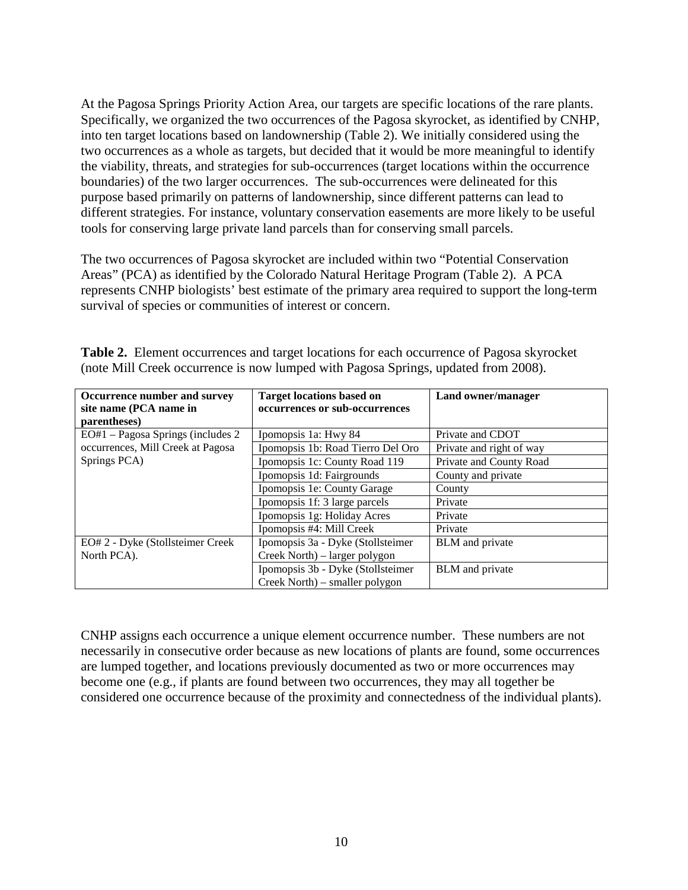At the Pagosa Springs Priority Action Area, our targets are specific locations of the rare plants. Specifically, we organized the two occurrences of the Pagosa skyrocket, as identified by CNHP, into ten target locations based on landownership (Table 2). We initially considered using the two occurrences as a whole as targets, but decided that it would be more meaningful to identify the viability, threats, and strategies for sub-occurrences (target locations within the occurrence boundaries) of the two larger occurrences. The sub-occurrences were delineated for this purpose based primarily on patterns of landownership, since different patterns can lead to different strategies. For instance, voluntary conservation easements are more likely to be useful tools for conserving large private land parcels than for conserving small parcels.

The two occurrences of Pagosa skyrocket are included within two "Potential Conservation Areas" (PCA) as identified by the Colorado Natural Heritage Program (Table 2). A PCA represents CNHP biologists' best estimate of the primary area required to support the long-term survival of species or communities of interest or concern.

**Table 2.** Element occurrences and target locations for each occurrence of Pagosa skyrocket (note Mill Creek occurrence is now lumped with Pagosa Springs, updated from 2008).

| Occurrence number and survey site name (PCA name in parentheses) | Target locations based on occurrences or sub-occurrences | Land owner/manager |
|---|---|---|
| EO#1 – Pagosa Springs (includes 2 occurrences, Mill Creek at Pagosa Springs PCA) | Ipomopsis 1a: Hwy 84 | Private and CDOT |
| | Ipomopsis 1b: Road Tierro Del Oro | Private and right of way |
| | Ipomopsis 1c: County Road 119 | Private and County Road |
| | Ipomopsis 1d: Fairgrounds | County and private |
| | Ipomopsis 1e: County Garage | County |
| | Ipomopsis 1f: 3 large parcels | Private |
| | Ipomopsis 1g: Holiday Acres | Private |
| | Ipomopsis #4: Mill Creek | Private |
| EO# 2 - Dyke (Stollsteimer Creek North PCA). | Ipomopsis 3a - Dyke (Stollsteimer Creek North) – larger polygon | BLM and private |
| | Ipomopsis 3b - Dyke (Stollsteimer Creek North) – smaller polygon | BLM and private |

CNHP assigns each occurrence a unique element occurrence number. These numbers are not necessarily in consecutive order because as new locations of plants are found, some occurrences are lumped together, and locations previously documented as two or more occurrences may become one (e.g., if plants are found between two occurrences, they may all together be considered one occurrence because of the proximity and connectedness of the individual plants).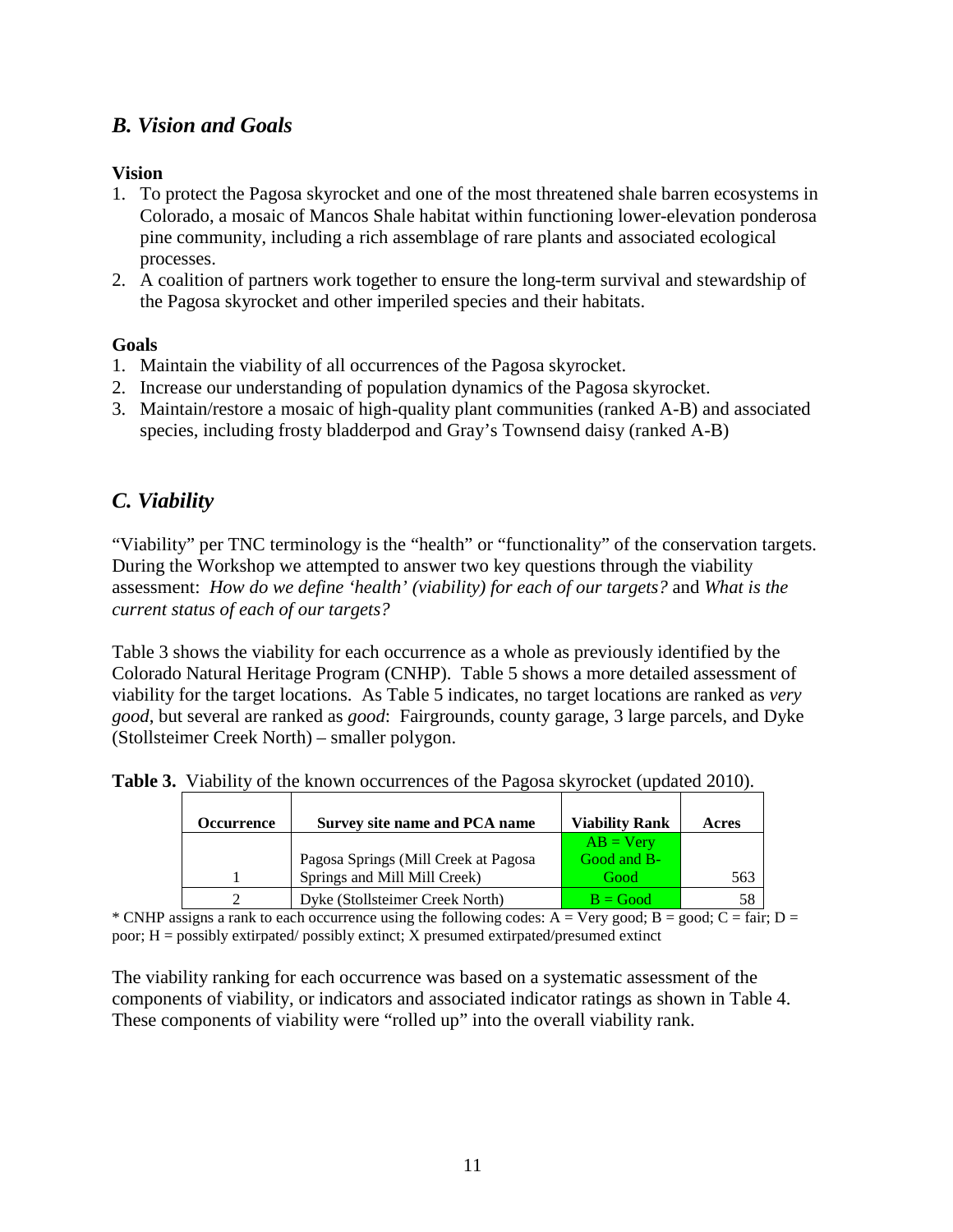## *B. Vision and Goals*

**Vision**

1. To protect the Pagosa skyrocket and one of the most threatened shale barren ecosystems in Colorado, a mosaic of Mancos Shale habitat within functioning lower-elevation ponderosa pine community, including a rich assemblage of rare plants and associated ecological processes.
2. A coalition of partners work together to ensure the long-term survival and stewardship of the Pagosa skyrocket and other imperiled species and their habitats.

**Goals**

1. Maintain the viability of all occurrences of the Pagosa skyrocket.
2. Increase our understanding of population dynamics of the Pagosa skyrocket.
3. Maintain/restore a mosaic of high-quality plant communities (ranked A-B) and associated species, including frosty bladderpod and Gray's Townsend daisy (ranked A-B)

## *C. Viability*

"Viability" per TNC terminology is the "health" or "functionality" of the conservation targets. During the Workshop we attempted to answer two key questions through the viability assessment: *How do we define 'health' (viability) for each of our targets?* and *What is the current status of each of our targets?*

Table 3 shows the viability for each occurrence as a whole as previously identified by the Colorado Natural Heritage Program (CNHP). Table 5 shows a more detailed assessment of viability for the target locations. As Table 5 indicates, no target locations are ranked as *very good*, but several are ranked as *good*: Fairgrounds, county garage, 3 large parcels, and Dyke (Stollsteimer Creek North) – smaller polygon.

**Table 3.** Viability of the known occurrences of the Pagosa skyrocket (updated 2010).

| Occurrence | Survey site name and PCA name | Viability Rank | Acres |
|---|---|---|---|
| 1 | Pagosa Springs (Mill Creek at Pagosa Springs and Mill Mill Creek) | AB = Very Good and B-Good | 563 |
| 2 | Dyke (Stollsteimer Creek North) | B = Good | 58 |

* CNHP assigns a rank to each occurrence using the following codes: A = Very good; B = good; C = fair; D = poor; H = possibly extirpated/ possibly extinct; X presumed extirpated/presumed extinct

The viability ranking for each occurrence was based on a systematic assessment of the components of viability, or indicators and associated indicator ratings as shown in Table 4. These components of viability were "rolled up" into the overall viability rank.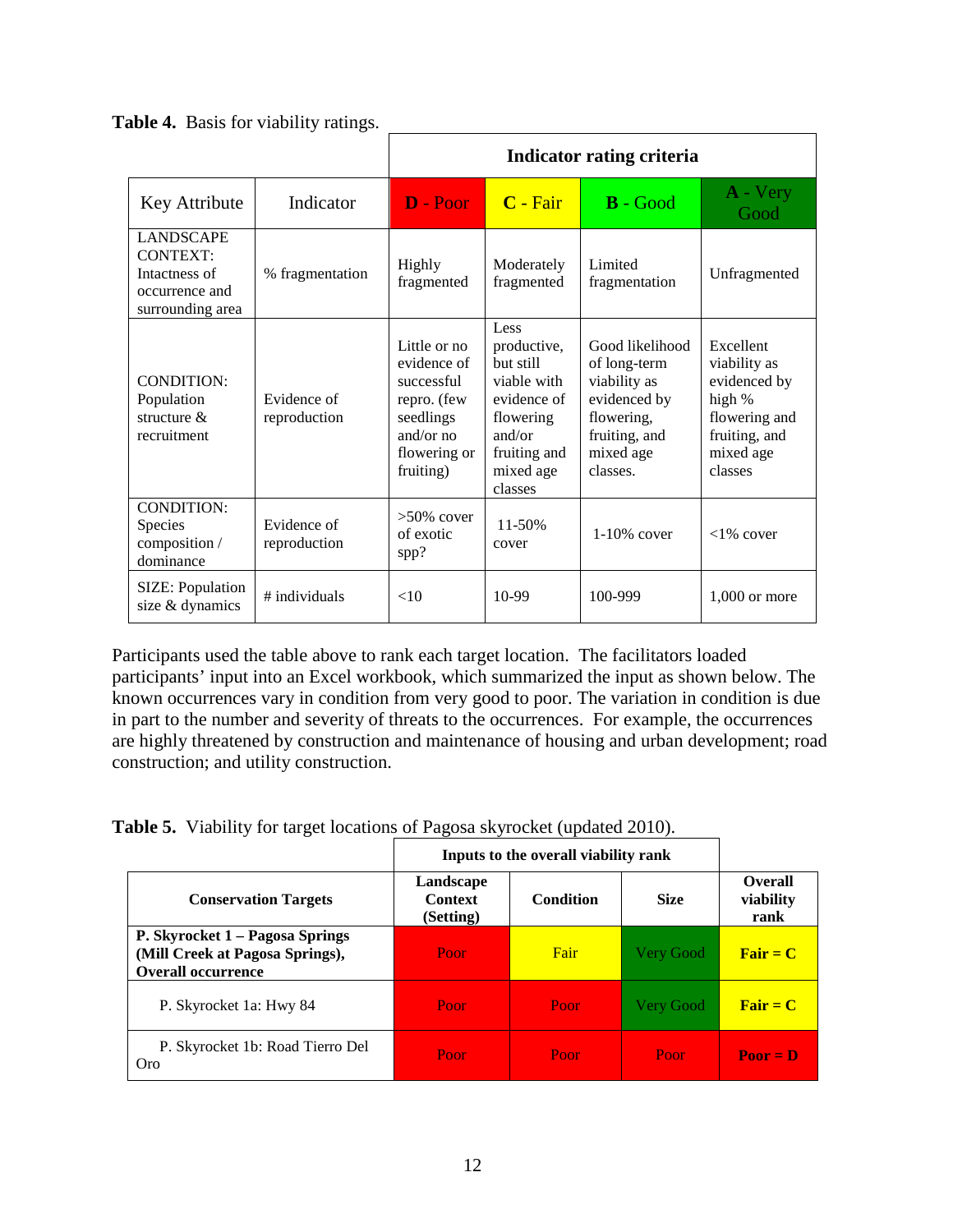**Table 4.** Basis for viability ratings.

| | | Indicator rating criteria | | | |
|---|---|---|---|---|---|
| Key Attribute | Indicator | **D** - Poor | **C** - Fair | **B** - Good | **A** - Very Good |
| LANDSCAPE CONTEXT: Intactness of occurrence and surrounding area | % fragmentation | Highly fragmented | Moderately fragmented | Limited fragmentation | Unfragmented |
| CONDITION: Population structure & recruitment | Evidence of reproduction | Little or no evidence of successful repro. (few seedlings and/or no flowering or fruiting) | Less productive, but still viable with evidence of flowering and/or fruiting and mixed age classes | Good likelihood of long-term viability as evidenced by flowering, fruiting, and mixed age classes. | Excellent viability as evidenced by high % flowering and fruiting, and mixed age classes |
| CONDITION: Species composition / dominance | Evidence of reproduction | >50% cover of exotic spp? | 11-50% cover | 1-10% cover | <1% cover |
| SIZE: Population size & dynamics | # individuals | <10 | 10-99 | 100-999 | 1,000 or more |

Participants used the table above to rank each target location. The facilitators loaded participants' input into an Excel workbook, which summarized the input as shown below. The known occurrences vary in condition from very good to poor. The variation in condition is due in part to the number and severity of threats to the occurrences. For example, the occurrences are highly threatened by construction and maintenance of housing and urban development; road construction; and utility construction.

**Table 5.** Viability for target locations of Pagosa skyrocket (updated 2010).

| | Inputs to the overall viability rank | | | |
|---|---|---|---|---|
| **Conservation Targets** | **Landscape Context (Setting)** | **Condition** | **Size** | **Overall viability rank** |
| **P. Skyrocket 1 – Pagosa Springs (Mill Creek at Pagosa Springs), Overall occurrence** | Poor | Fair | Very Good | **Fair = C** |
| P. Skyrocket 1a: Hwy 84 | Poor | Poor | Very Good | **Fair = C** |
| P. Skyrocket 1b: Road Tierro Del Oro | Poor | Poor | Poor | **Poor = D** |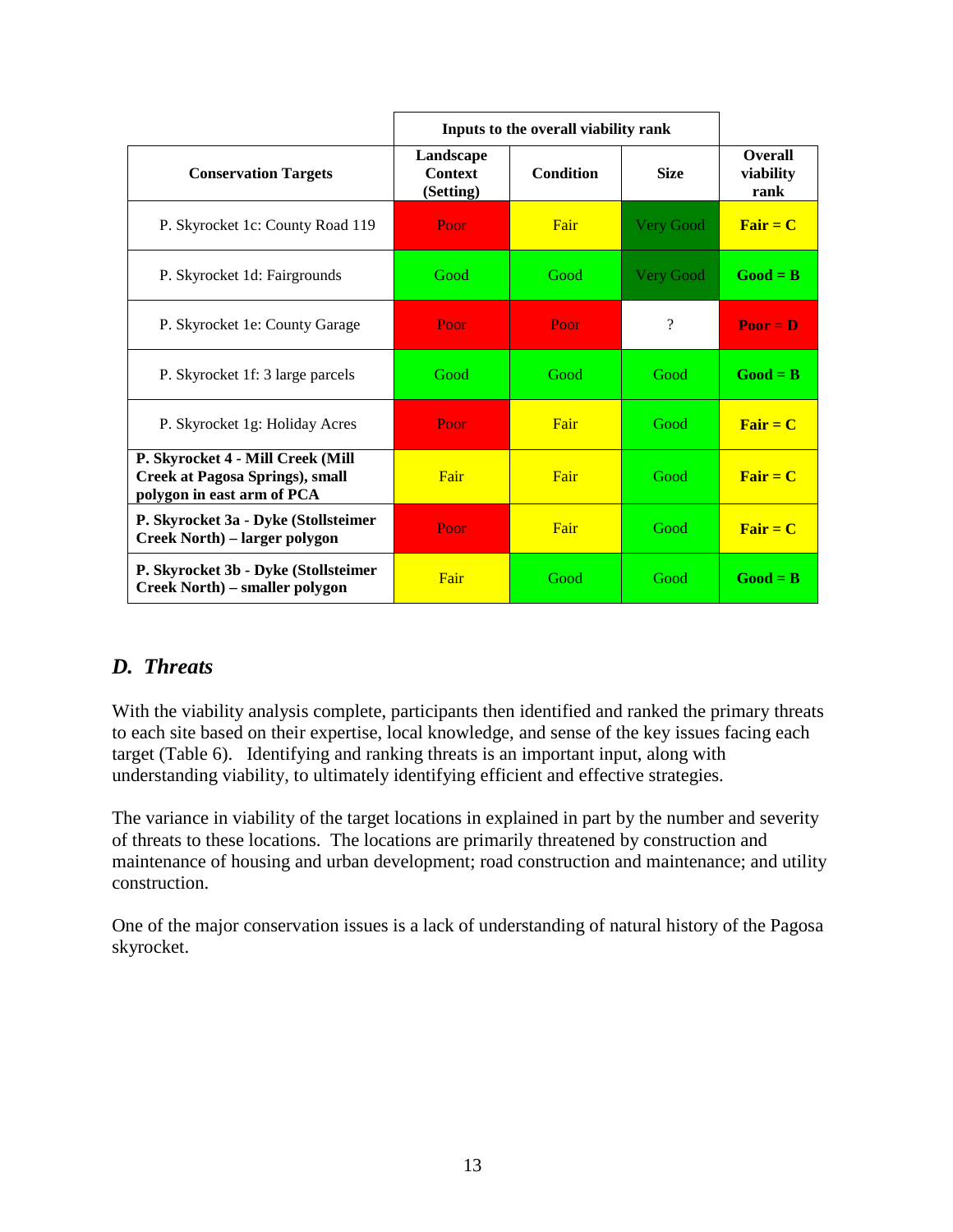| | Inputs to the overall viability rank | | | |
|---|---|---|---|---|
| **Conservation Targets** | **Landscape Context (Setting)** | **Condition** | **Size** | **Overall viability rank** |
| P. Skyrocket 1c: County Road 119 | Poor | Fair | Very Good | **Fair = C** |
| P. Skyrocket 1d: Fairgrounds | Good | Good | Very Good | **Good = B** |
| P. Skyrocket 1e: County Garage | Poor | Poor | ? | **Poor = D** |
| P. Skyrocket 1f: 3 large parcels | Good | Good | Good | **Good = B** |
| P. Skyrocket 1g: Holiday Acres | Poor | Fair | Good | **Fair = C** |
| **P. Skyrocket 4 - Mill Creek (Mill Creek at Pagosa Springs), small polygon in east arm of PCA** | Fair | Fair | Good | **Fair = C** |
| **P. Skyrocket 3a - Dyke (Stollsteimer Creek North) – larger polygon** | Poor | Fair | Good | **Fair = C** |
| **P. Skyrocket 3b - Dyke (Stollsteimer Creek North) – smaller polygon** | Fair | Good | Good | **Good = B** |

## *D. Threats*

With the viability analysis complete, participants then identified and ranked the primary threats to each site based on their expertise, local knowledge, and sense of the key issues facing each target (Table 6). Identifying and ranking threats is an important input, along with understanding viability, to ultimately identifying efficient and effective strategies.

The variance in viability of the target locations in explained in part by the number and severity of threats to these locations. The locations are primarily threatened by construction and maintenance of housing and urban development; road construction and maintenance; and utility construction.

One of the major conservation issues is a lack of understanding of natural history of the Pagosa skyrocket.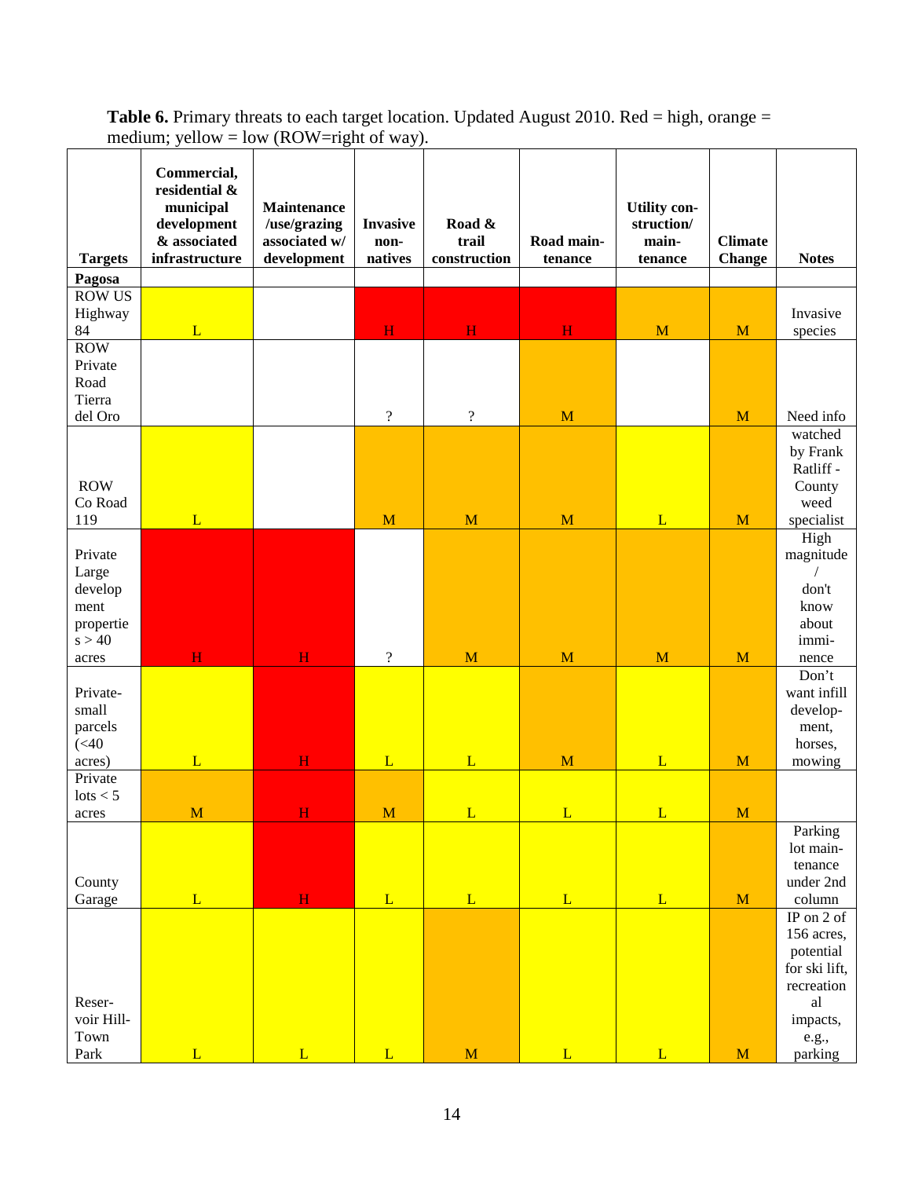**Table 6.** Primary threats to each target location. Updated August 2010. Red = high, orange = medium; yellow = low (ROW=right of way).

| Targets | Commercial, residential & municipal development & associated infrastructure | Maintenance /use/grazing associated w/ development | Invasive non-natives | Road & trail construction | Road maintenance | Utility construction/ maintenance | Climate Change | Notes |
|---|---|---|---|---|---|---|---|---|
| **Pagosa** | | | | | | | | |
| ROW US Highway 84 | L | | H | H | H | M | M | Invasive species |
| ROW Private Road Tierra del Oro | | | ? | ? | M | | M | Need info |
| ROW Co Road 119 | L | | M | M | M | L | M | watched by Frank Ratliff - County weed specialist |
| Private Large development properties > 40 acres | H | H | ? | M | M | M | M | High magnitude / don't know about imminence |
| Private-small parcels (<40 acres) | L | H | L | L | M | L | M | Don't want infill development, horses, mowing |
| Private lots < 5 acres | M | H | M | L | L | L | M | |
| County Garage | L | H | L | L | L | L | M | Parking lot maintenance under 2nd column |
| Reservoir Hill-Town Park | L | L | L | M | L | L | M | IP on 2 of 156 acres, potential for ski lift, recreational impacts, e.g., parking |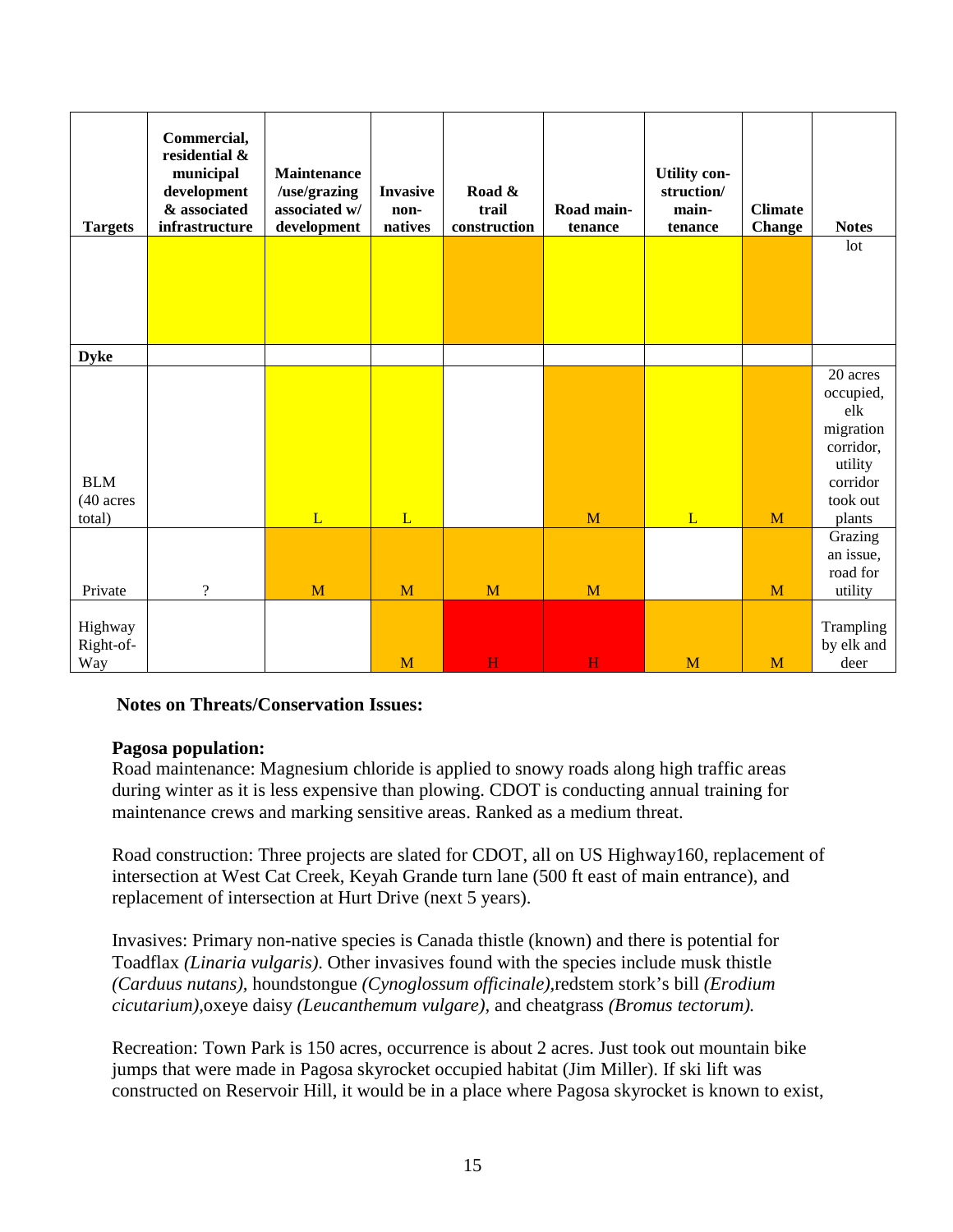| Targets | Commercial, residential & municipal development & associated infrastructure | Maintenance /use/grazing associated w/ development | Invasive non-natives | Road & trail construction | Road main-tenance | Utility con-struction/ main-tenance | Climate Change | Notes |
|---|---|---|---|---|---|---|---|---|
| | | | | | | | | lot |
| **Dyke** | | | | | | | | |
| BLM (40 acres total) | | L | L | | M | L | M | 20 acres occupied, elk migration corridor, utility corridor took out plants |
| Private | ? | M | M | M | M | | M | Grazing an issue, road for utility |
| Highway Right-of-Way | | | M | H | H | M | M | Trampling by elk and deer |

**Notes on Threats/Conservation Issues:**

**Pagosa population:**

Road maintenance: Magnesium chloride is applied to snowy roads along high traffic areas during winter as it is less expensive than plowing. CDOT is conducting annual training for maintenance crews and marking sensitive areas. Ranked as a medium threat.

Road construction: Three projects are slated for CDOT, all on US Highway160, replacement of intersection at West Cat Creek, Keyah Grande turn lane (500 ft east of main entrance), and replacement of intersection at Hurt Drive (next 5 years).

Invasives: Primary non-native species is Canada thistle (known) and there is potential for Toadflax *(Linaria vulgaris)*. Other invasives found with the species include musk thistle *(Carduus nutans)*, houndstongue *(Cynoglossum officinale)*,redstem stork's bill *(Erodium cicutarium)*,oxeye daisy *(Leucanthemum vulgare)*, and cheatgrass *(Bromus tectorum).*

Recreation: Town Park is 150 acres, occurrence is about 2 acres. Just took out mountain bike jumps that were made in Pagosa skyrocket occupied habitat (Jim Miller). If ski lift was constructed on Reservoir Hill, it would be in a place where Pagosa skyrocket is known to exist,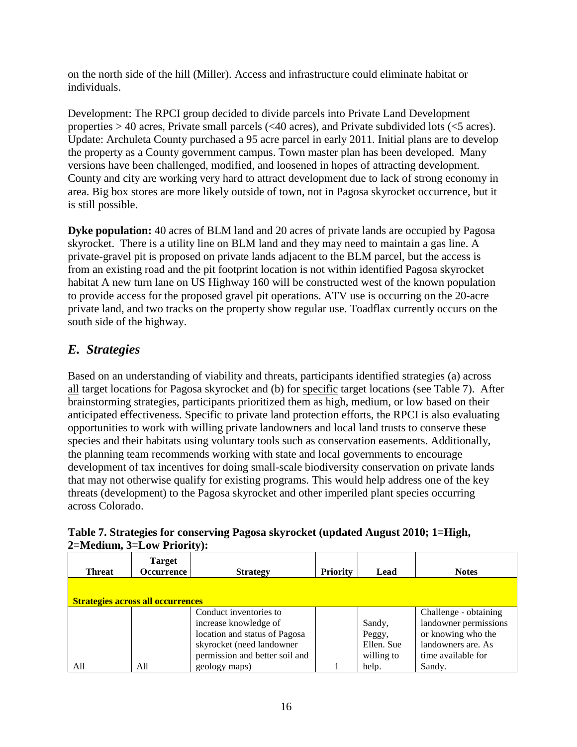on the north side of the hill (Miller). Access and infrastructure could eliminate habitat or individuals.

Development: The RPCI group decided to divide parcels into Private Land Development properties > 40 acres, Private small parcels (<40 acres), and Private subdivided lots (<5 acres). Update: Archuleta County purchased a 95 acre parcel in early 2011. Initial plans are to develop the property as a County government campus. Town master plan has been developed. Many versions have been challenged, modified, and loosened in hopes of attracting development. County and city are working very hard to attract development due to lack of strong economy in area. Big box stores are more likely outside of town, not in Pagosa skyrocket occurrence, but it is still possible.

**Dyke population:** 40 acres of BLM land and 20 acres of private lands are occupied by Pagosa skyrocket. There is a utility line on BLM land and they may need to maintain a gas line. A private-gravel pit is proposed on private lands adjacent to the BLM parcel, but the access is from an existing road and the pit footprint location is not within identified Pagosa skyrocket habitat A new turn lane on US Highway 160 will be constructed west of the known population to provide access for the proposed gravel pit operations. ATV use is occurring on the 20-acre private land, and two tracks on the property show regular use. Toadflax currently occurs on the south side of the highway.

## *E. Strategies*

Based on an understanding of viability and threats, participants identified strategies (a) across all target locations for Pagosa skyrocket and (b) for specific target locations (see Table 7). After brainstorming strategies, participants prioritized them as high, medium, or low based on their anticipated effectiveness. Specific to private land protection efforts, the RPCI is also evaluating opportunities to work with willing private landowners and local land trusts to conserve these species and their habitats using voluntary tools such as conservation easements. Additionally, the planning team recommends working with state and local governments to encourage development of tax incentives for doing small-scale biodiversity conservation on private lands that may not otherwise qualify for existing programs. This would help address one of the key threats (development) to the Pagosa skyrocket and other imperiled plant species occurring across Colorado.

**Table 7. Strategies for conserving Pagosa skyrocket (updated August 2010; 1=High, 2=Medium, 3=Low Priority):**

| Threat | Target Occurrence | Strategy | Priority | Lead | Notes |
|---|---|---|---|---|---|
| **Strategies across all occurrences** | | | | | |
| All | All | Conduct inventories to increase knowledge of location and status of Pagosa skyrocket (need landowner permission and better soil and geology maps) | 1 | Sandy, Peggy, Ellen. Sue willing to help. | Challenge - obtaining landowner permissions or knowing who the landowners are. As time available for Sandy. |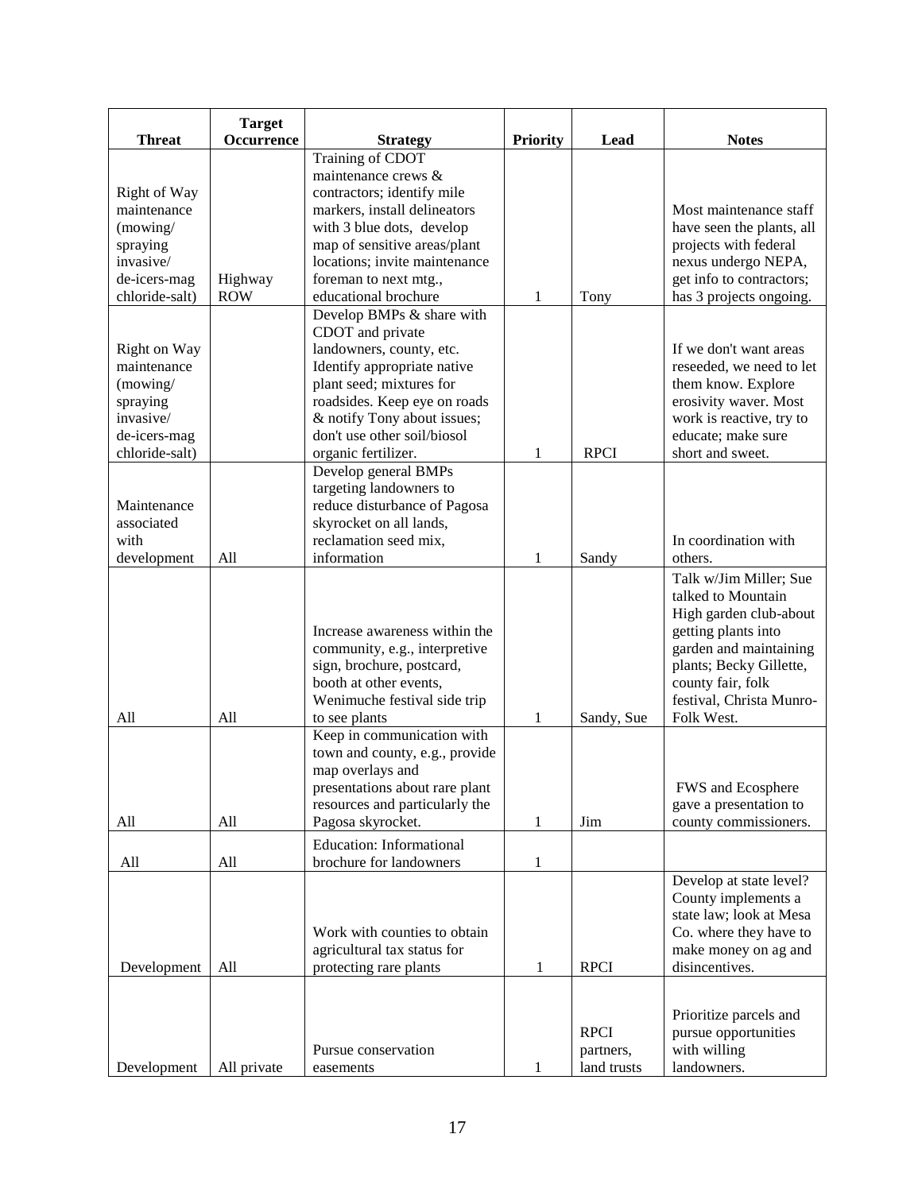| Threat | Target Occurrence | Strategy | Priority | Lead | Notes |
|---|---|---|---|---|---|
| Right of Way maintenance (mowing/ spraying invasive/ de-icers-mag chloride-salt) | Highway ROW | Training of CDOT maintenance crews & contractors; identify mile markers, install delineators with 3 blue dots, develop map of sensitive areas/plant locations; invite maintenance foreman to next mtg., educational brochure | 1 | Tony | Most maintenance staff have seen the plants, all projects with federal nexus undergo NEPA, get info to contractors; has 3 projects ongoing. |
| Right on Way maintenance (mowing/ spraying invasive/ de-icers-mag chloride-salt) | | Develop BMPs & share with CDOT and private landowners, county, etc. Identify appropriate native plant seed; mixtures for roadsides. Keep eye on roads & notify Tony about issues; don't use other soil/biosol organic fertilizer. | 1 | RPCI | If we don't want areas reseeded, we need to let them know. Explore erosivity waver. Most work is reactive, try to educate; make sure short and sweet. |
| Maintenance associated with development | All | Develop general BMPs targeting landowners to reduce disturbance of Pagosa skyrocket on all lands, reclamation seed mix, information | 1 | Sandy | In coordination with others. |
| All | All | Increase awareness within the community, e.g., interpretive sign, brochure, postcard, booth at other events, Wenimuche festival side trip to see plants | 1 | Sandy, Sue | Talk w/Jim Miller; Sue talked to Mountain High garden club-about getting plants into garden and maintaining plants; Becky Gillette, county fair, folk festival, Christa Munro-Folk West. |
| All | All | Keep in communication with town and county, e.g., provide map overlays and presentations about rare plant resources and particularly the Pagosa skyrocket. | 1 | Jim | FWS and Ecosphere gave a presentation to county commissioners. |
| All | All | Education: Informational brochure for landowners | 1 | | |
| Development | All | Work with counties to obtain agricultural tax status for protecting rare plants | 1 | RPCI | Develop at state level? County implements a state law; look at Mesa Co. where they have to make money on ag and disincentives. |
| Development | All private | Pursue conservation easements | 1 | RPCI partners, land trusts | Prioritize parcels and pursue opportunities with willing landowners. |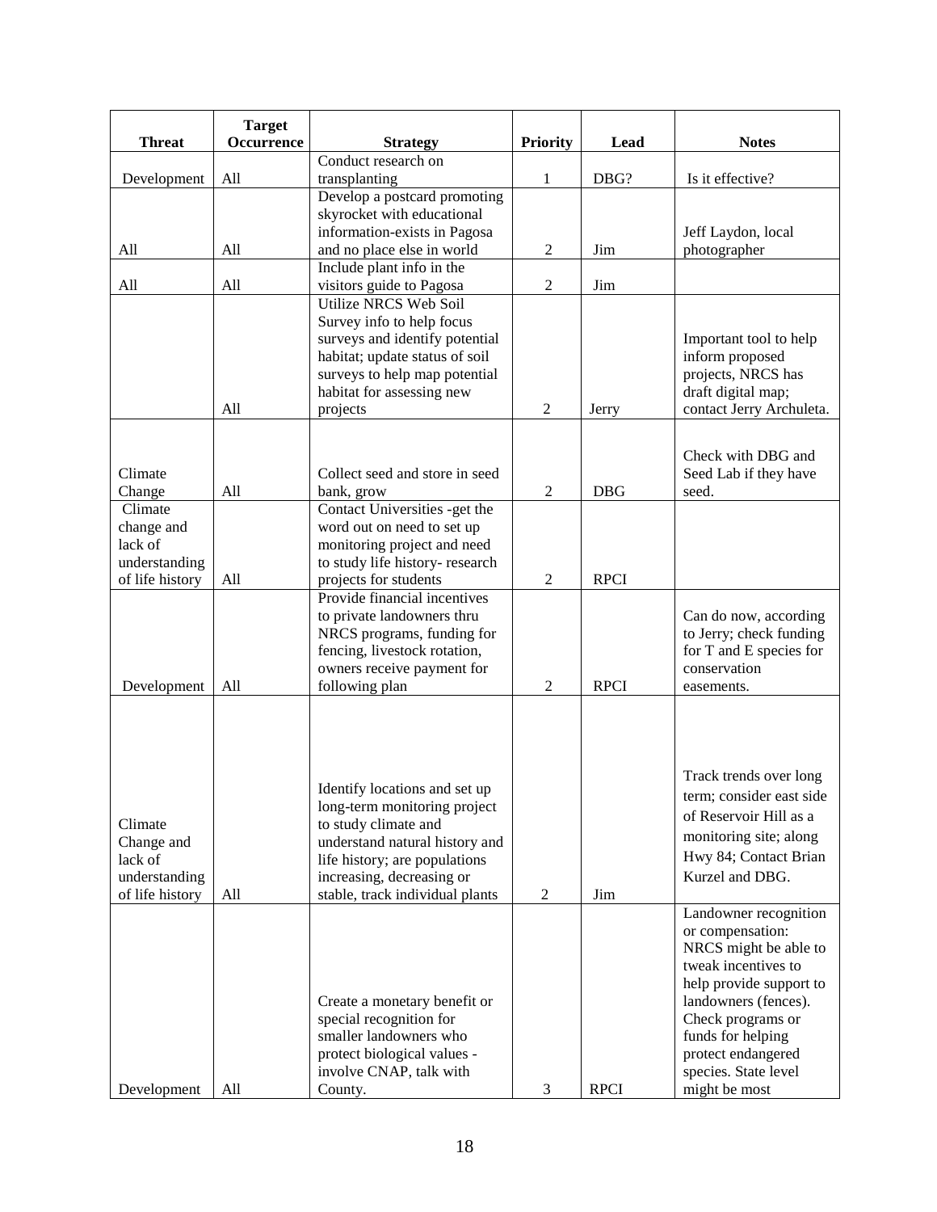| Threat | Target Occurrence | Strategy | Priority | Lead | Notes |
|---|---|---|---|---|---|
| Development | All | Conduct research on transplanting | 1 | DBG? | Is it effective? |
| All | All | Develop a postcard promoting skyrocket with educational information-exists in Pagosa and no place else in world | 2 | Jim | Jeff Laydon, local photographer |
| All | All | Include plant info in the visitors guide to Pagosa | 2 | Jim | |
| | All | Utilize NRCS Web Soil Survey info to help focus surveys and identify potential habitat; update status of soil surveys to help map potential habitat for assessing new projects | 2 | Jerry | Important tool to help inform proposed projects, NRCS has draft digital map; contact Jerry Archuleta. |
| Climate Change | All | Collect seed and store in seed bank, grow | 2 | DBG | Check with DBG and Seed Lab if they have seed. |
| Climate change and lack of understanding of life history | All | Contact Universities -get the word out on need to set up monitoring project and need to study life history- research projects for students | 2 | RPCI | |
| Development | All | Provide financial incentives to private landowners thru NRCS programs, funding for fencing, livestock rotation, owners receive payment for following plan | 2 | RPCI | Can do now, according to Jerry; check funding for T and E species for conservation easements. |
| Climate Change and lack of understanding of life history | All | Identify locations and set up long-term monitoring project to study climate and understand natural history and life history; are populations increasing, decreasing or stable, track individual plants | 2 | Jim | Track trends over long term; consider east side of Reservoir Hill as a monitoring site; along Hwy 84; Contact Brian Kurzel and DBG. |
| Development | All | Create a monetary benefit or special recognition for smaller landowners who protect biological values - involve CNAP, talk with County. | 3 | RPCI | Landowner recognition or compensation: NRCS might be able to tweak incentives to help provide support to landowners (fences). Check programs or funds for helping protect endangered species. State level might be most |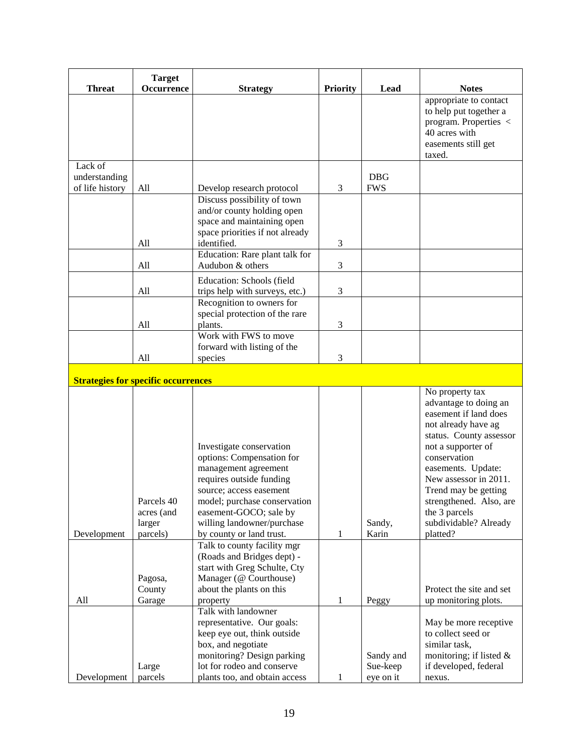| Threat | Target Occurrence | Strategy | Priority | Lead | Notes |
|---|---|---|---|---|---|
| | | | | | appropriate to contact to help put together a program. Properties < 40 acres with easements still get taxed. |
| Lack of understanding of life history | All | Develop research protocol | 3 | DBG FWS | |
| | All | Discuss possibility of town and/or county holding open space and maintaining open space priorities if not already identified. | 3 | | |
| | All | Education: Rare plant talk for Audubon & others | 3 | | |
| | All | Education: Schools (field trips help with surveys, etc.) | 3 | | |
| | All | Recognition to owners for special protection of the rare plants. | 3 | | |
| | All | Work with FWS to move forward with listing of the species | 3 | | |
| **Strategies for specific occurrences** | | | | | |
| Development | Parcels 40 acres (and larger parcels) | Investigate conservation options: Compensation for management agreement requires outside funding source; access easement model; purchase conservation easement-GOCO; sale by willing landowner/purchase by county or land trust. | 1 | Sandy, Karin | No property tax advantage to doing an easement if land does not already have ag status. County assessor not a supporter of conservation easements. Update: New assessor in 2011. Trend may be getting strengthened. Also, are the 3 parcels subdividable? Already platted? |
| All | Pagosa, County Garage | Talk to county facility mgr (Roads and Bridges dept) - start with Greg Schulte, Cty Manager (@ Courthouse) about the plants on this property | 1 | Peggy | Protect the site and set up monitoring plots. |
| Development | Large parcels | Talk with landowner representative. Our goals: keep eye out, think outside box, and negotiate monitoring? Design parking lot for rodeo and conserve plants too, and obtain access | 1 | Sandy and Sue-keep eye on it | May be more receptive to collect seed or similar task, monitoring; if listed & if developed, federal nexus. |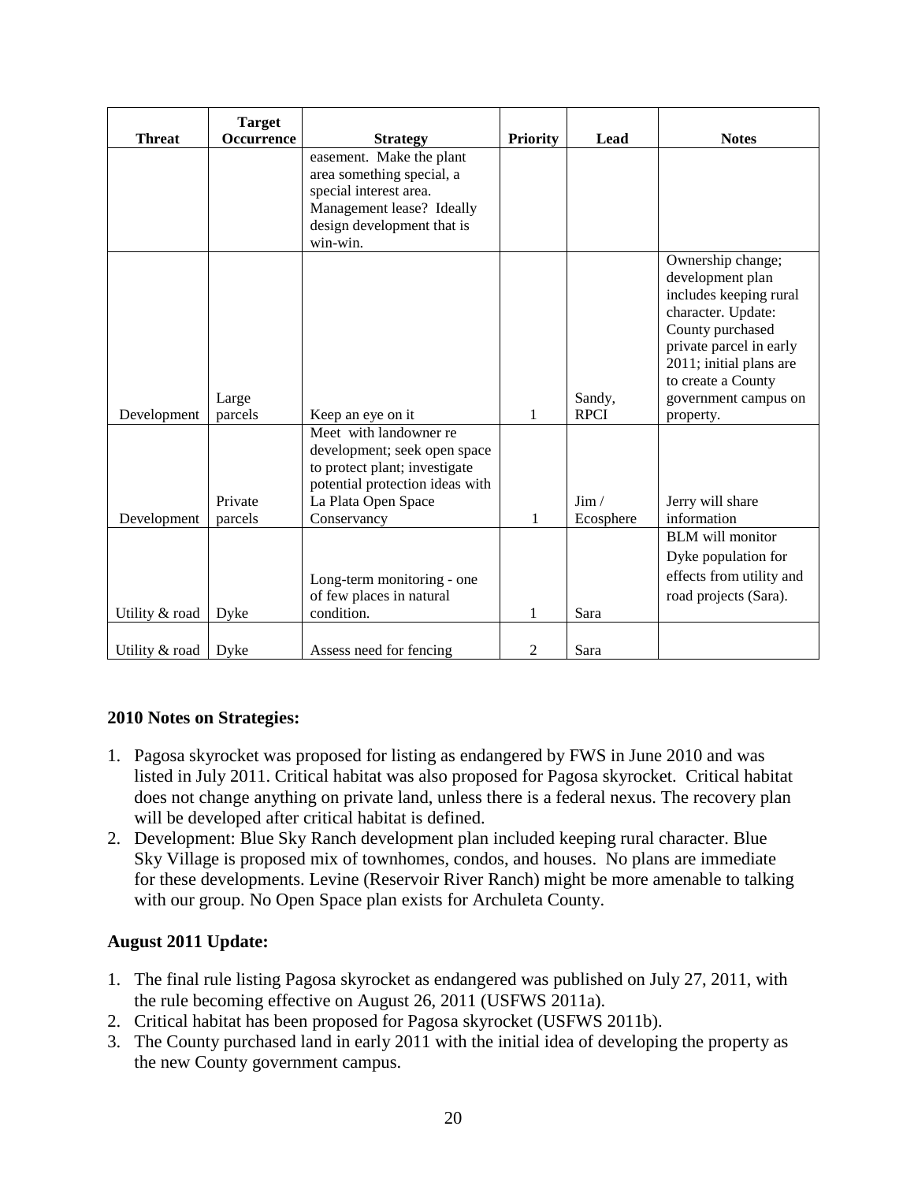| Threat | Target Occurrence | Strategy | Priority | Lead | Notes |
|---|---|---|---|---|---|
| | | easement. Make the plant area something special, a special interest area. Management lease? Ideally design development that is win-win. | | | |
| Development | Large parcels | Keep an eye on it | 1 | Sandy, RPCI | Ownership change; development plan includes keeping rural character. Update: County purchased private parcel in early 2011; initial plans are to create a County government campus on property. |
| Development | Private parcels | Meet with landowner re development; seek open space to protect plant; investigate potential protection ideas with La Plata Open Space Conservancy | 1 | Jim / Ecosphere | Jerry will share information |
| Utility & road | Dyke | Long-term monitoring - one of few places in natural condition. | 1 | Sara | BLM will monitor Dyke population for effects from utility and road projects (Sara). |
| Utility & road | Dyke | Assess need for fencing | 2 | Sara | |

**2010 Notes on Strategies:**

1. Pagosa skyrocket was proposed for listing as endangered by FWS in June 2010 and was listed in July 2011. Critical habitat was also proposed for Pagosa skyrocket. Critical habitat does not change anything on private land, unless there is a federal nexus. The recovery plan will be developed after critical habitat is defined.
2. Development: Blue Sky Ranch development plan included keeping rural character. Blue Sky Village is proposed mix of townhomes, condos, and houses. No plans are immediate for these developments. Levine (Reservoir River Ranch) might be more amenable to talking with our group. No Open Space plan exists for Archuleta County.

**August 2011 Update:**

1. The final rule listing Pagosa skyrocket as endangered was published on July 27, 2011, with the rule becoming effective on August 26, 2011 (USFWS 2011a).
2. Critical habitat has been proposed for Pagosa skyrocket (USFWS 2011b).
3. The County purchased land in early 2011 with the initial idea of developing the property as the new County government campus.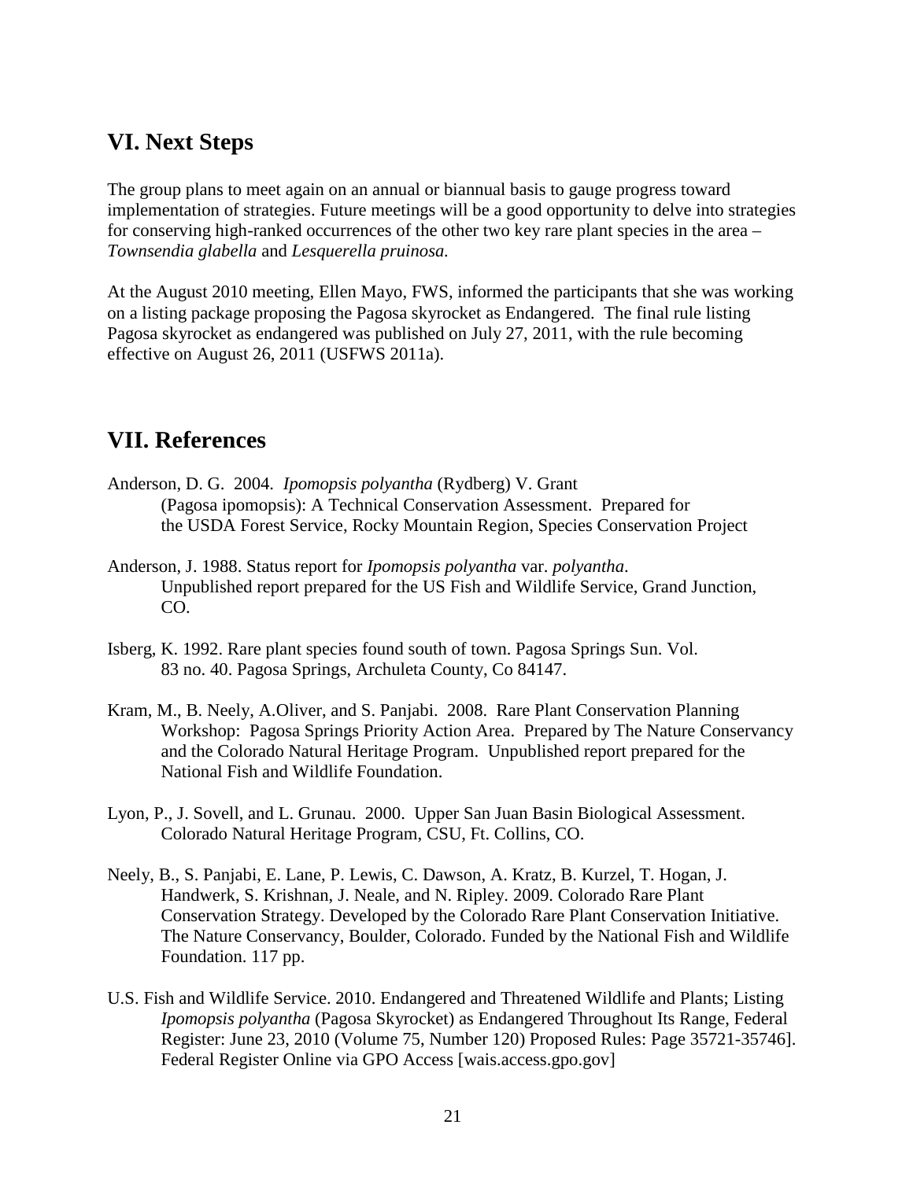## VI. Next Steps

The group plans to meet again on an annual or biannual basis to gauge progress toward implementation of strategies. Future meetings will be a good opportunity to delve into strategies for conserving high-ranked occurrences of the other two key rare plant species in the area – *Townsendia glabella* and *Lesquerella pruinosa.*

At the August 2010 meeting, Ellen Mayo, FWS, informed the participants that she was working on a listing package proposing the Pagosa skyrocket as Endangered. The final rule listing Pagosa skyrocket as endangered was published on July 27, 2011, with the rule becoming effective on August 26, 2011 (USFWS 2011a).

## VII. References

Anderson, D. G. 2004. *Ipomopsis polyantha* (Rydberg) V. Grant (Pagosa ipomopsis): A Technical Conservation Assessment. Prepared for the USDA Forest Service, Rocky Mountain Region, Species Conservation Project

Anderson, J. 1988. Status report for *Ipomopsis polyantha* var. *polyantha*. Unpublished report prepared for the US Fish and Wildlife Service, Grand Junction, CO.

Isberg, K. 1992. Rare plant species found south of town. Pagosa Springs Sun. Vol. 83 no. 40. Pagosa Springs, Archuleta County, Co 84147.

Kram, M., B. Neely, A.Oliver, and S. Panjabi. 2008. Rare Plant Conservation Planning Workshop: Pagosa Springs Priority Action Area. Prepared by The Nature Conservancy and the Colorado Natural Heritage Program. Unpublished report prepared for the National Fish and Wildlife Foundation.

Lyon, P., J. Sovell, and L. Grunau. 2000. Upper San Juan Basin Biological Assessment. Colorado Natural Heritage Program, CSU, Ft. Collins, CO.

Neely, B., S. Panjabi, E. Lane, P. Lewis, C. Dawson, A. Kratz, B. Kurzel, T. Hogan, J. Handwerk, S. Krishnan, J. Neale, and N. Ripley. 2009. Colorado Rare Plant Conservation Strategy. Developed by the Colorado Rare Plant Conservation Initiative. The Nature Conservancy, Boulder, Colorado. Funded by the National Fish and Wildlife Foundation. 117 pp.

U.S. Fish and Wildlife Service. 2010. Endangered and Threatened Wildlife and Plants; Listing *Ipomopsis polyantha* (Pagosa Skyrocket) as Endangered Throughout Its Range, Federal Register: June 23, 2010 (Volume 75, Number 120) Proposed Rules: Page 35721-35746]. Federal Register Online via GPO Access [wais.access.gpo.gov]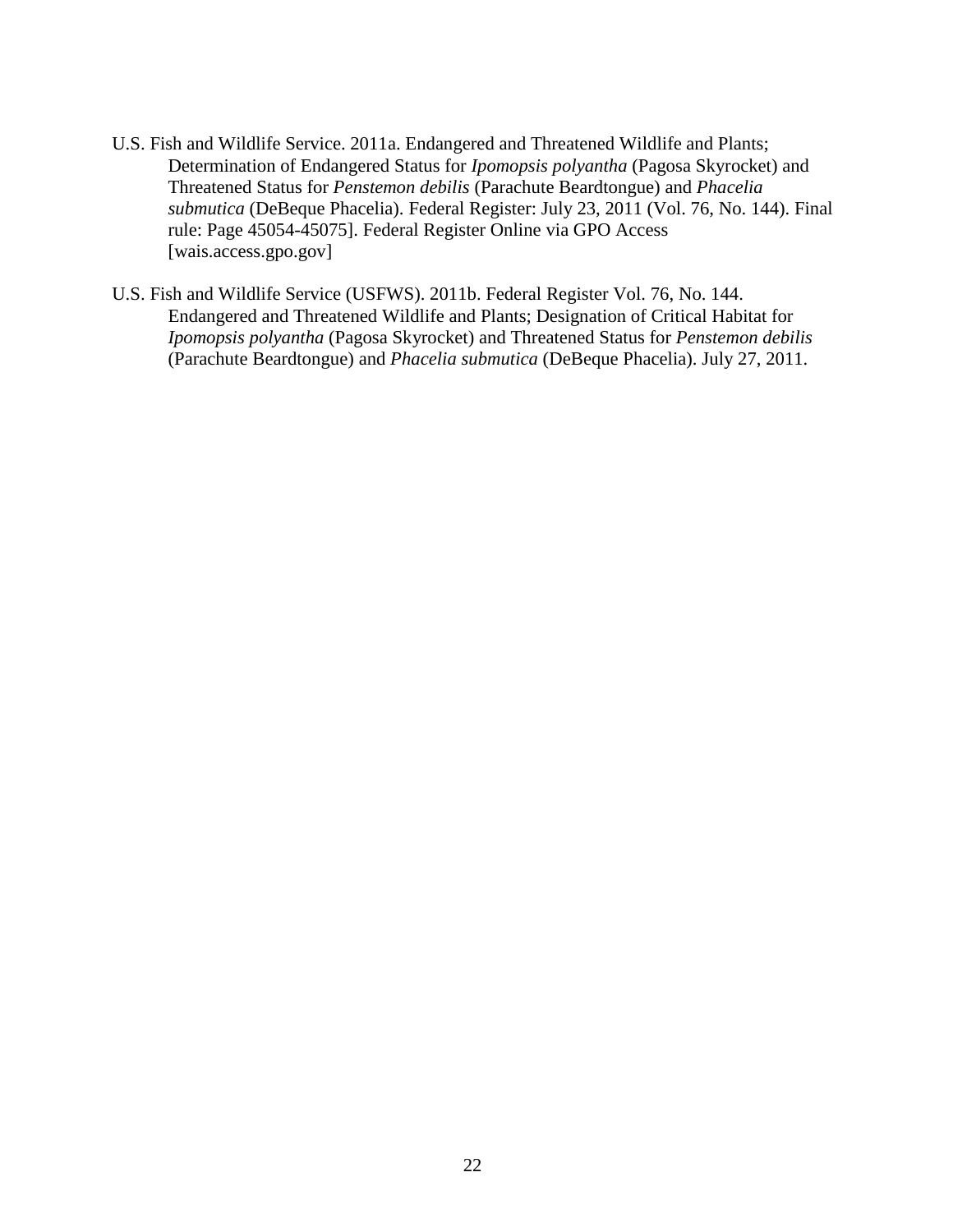U.S. Fish and Wildlife Service. 2011a. Endangered and Threatened Wildlife and Plants; Determination of Endangered Status for *Ipomopsis polyantha* (Pagosa Skyrocket) and Threatened Status for *Penstemon debilis* (Parachute Beardtongue) and *Phacelia submutica* (DeBeque Phacelia). Federal Register: July 23, 2011 (Vol. 76, No. 144). Final rule: Page 45054-45075]. Federal Register Online via GPO Access [wais.access.gpo.gov]

U.S. Fish and Wildlife Service (USFWS). 2011b. Federal Register Vol. 76, No. 144. Endangered and Threatened Wildlife and Plants; Designation of Critical Habitat for *Ipomopsis polyantha* (Pagosa Skyrocket) and Threatened Status for *Penstemon debilis* (Parachute Beardtongue) and *Phacelia submutica* (DeBeque Phacelia). July 27, 2011.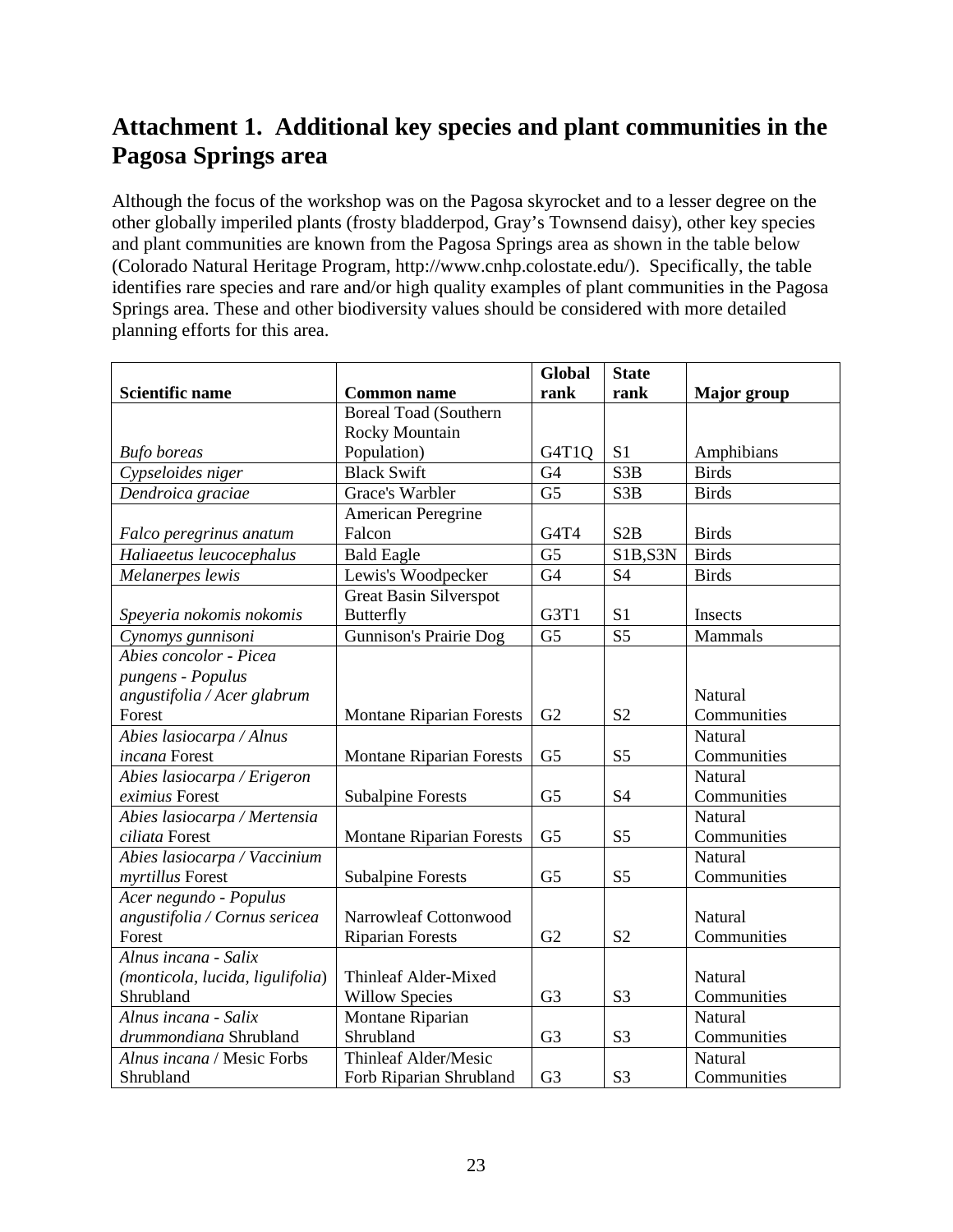## Attachment 1. Additional key species and plant communities in the Pagosa Springs area

Although the focus of the workshop was on the Pagosa skyrocket and to a lesser degree on the other globally imperiled plants (frosty bladderpod, Gray's Townsend daisy), other key species and plant communities are known from the Pagosa Springs area as shown in the table below (Colorado Natural Heritage Program, http://www.cnhp.colostate.edu/). Specifically, the table identifies rare species and rare and/or high quality examples of plant communities in the Pagosa Springs area. These and other biodiversity values should be considered with more detailed planning efforts for this area.

| Scientific name | Common name | Global rank | State rank | Major group |
|---|---|---|---|---|
| *Bufo boreas* | Boreal Toad (Southern Rocky Mountain Population) | G4T1Q | S1 | Amphibians |
| *Cypseloides niger* | Black Swift | G4 | S3B | Birds |
| *Dendroica graciae* | Grace's Warbler | G5 | S3B | Birds |
| *Falco peregrinus anatum* | American Peregrine Falcon | G4T4 | S2B | Birds |
| *Haliaeetus leucocephalus* | Bald Eagle | G5 | S1B,S3N | Birds |
| *Melanerpes lewis* | Lewis's Woodpecker | G4 | S4 | Birds |
| *Speyeria nokomis nokomis* | Great Basin Silverspot Butterfly | G3T1 | S1 | Insects |
| *Cynomys gunnisoni* | Gunnison's Prairie Dog | G5 | S5 | Mammals |
| *Abies concolor - Picea pungens - Populus angustifolia / Acer glabrum* Forest | Montane Riparian Forests | G2 | S2 | Natural Communities |
| *Abies lasiocarpa / Alnus incana* Forest | Montane Riparian Forests | G5 | S5 | Natural Communities |
| *Abies lasiocarpa / Erigeron eximius* Forest | Subalpine Forests | G5 | S4 | Natural Communities |
| *Abies lasiocarpa / Mertensia ciliata* Forest | Montane Riparian Forests | G5 | S5 | Natural Communities |
| *Abies lasiocarpa / Vaccinium myrtillus* Forest | Subalpine Forests | G5 | S5 | Natural Communities |
| *Acer negundo - Populus angustifolia / Cornus sericea* Forest | Narrowleaf Cottonwood Riparian Forests | G2 | S2 | Natural Communities |
| *Alnus incana - Salix (monticola, lucida, ligulifolia*) Shrubland | Thinleaf Alder-Mixed Willow Species | G3 | S3 | Natural Communities |
| *Alnus incana - Salix drummondiana* Shrubland | Montane Riparian Shrubland | G3 | S3 | Natural Communities |
| *Alnus incana* / Mesic Forbs Shrubland | Thinleaf Alder/Mesic Forb Riparian Shrubland | G3 | S3 | Natural Communities |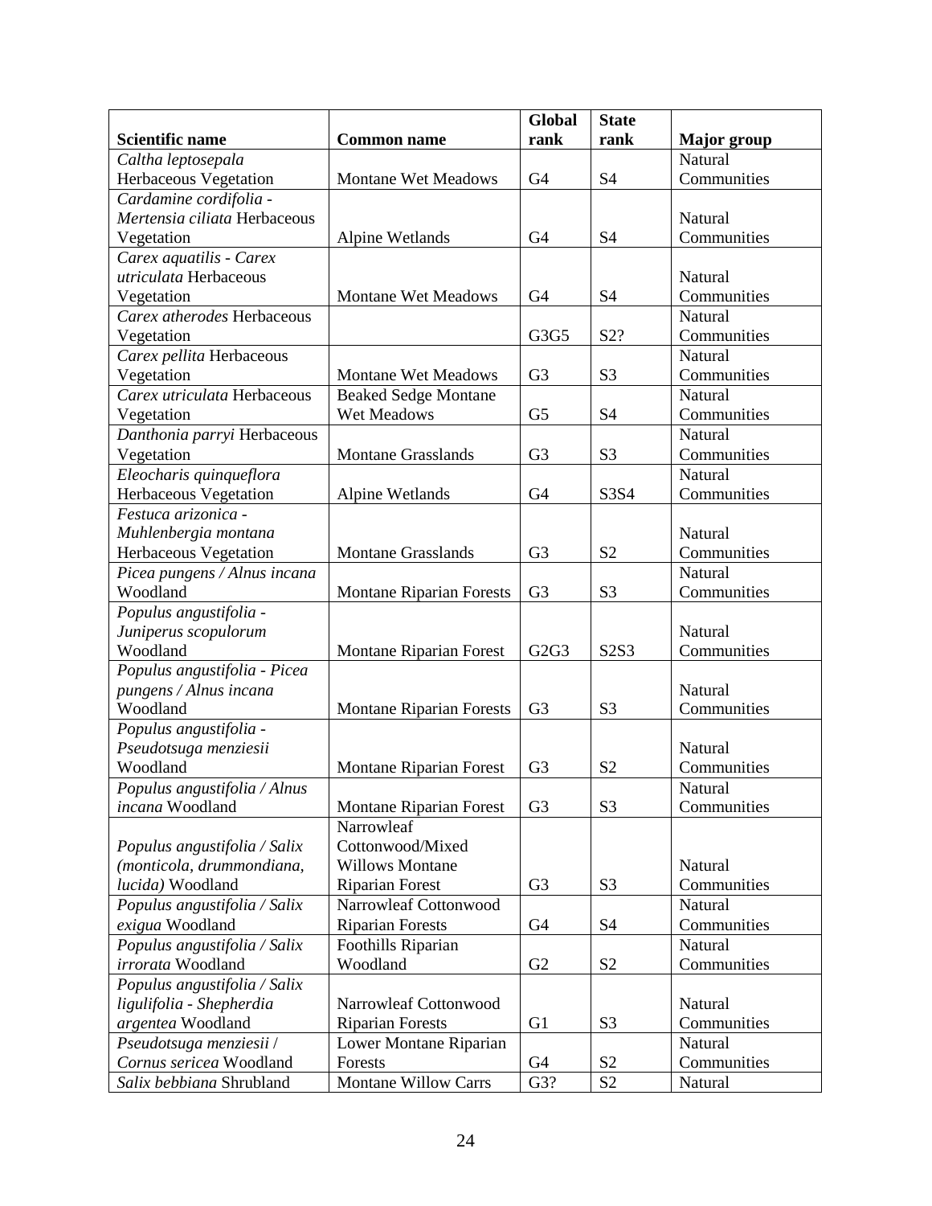| Scientific name | Common name | Global rank | State rank | Major group |
| --- | --- | --- | --- | --- |
| *Caltha leptosepala* Herbaceous Vegetation | Montane Wet Meadows | G4 | S4 | Natural Communities |
| *Cardamine cordifolia - Mertensia ciliata* Herbaceous Vegetation | Alpine Wetlands | G4 | S4 | Natural Communities |
| *Carex aquatilis - Carex utriculata* Herbaceous Vegetation | Montane Wet Meadows | G4 | S4 | Natural Communities |
| *Carex atherodes* Herbaceous Vegetation | | G3G5 | S2? | Natural Communities |
| *Carex pellita* Herbaceous Vegetation | Montane Wet Meadows | G3 | S3 | Natural Communities |
| *Carex utriculata* Herbaceous Vegetation | Beaked Sedge Montane Wet Meadows | G5 | S4 | Natural Communities |
| *Danthonia parryi* Herbaceous Vegetation | Montane Grasslands | G3 | S3 | Natural Communities |
| *Eleocharis quinqueflora* Herbaceous Vegetation | Alpine Wetlands | G4 | S3S4 | Natural Communities |
| *Festuca arizonica - Muhlenbergia montana* Herbaceous Vegetation | Montane Grasslands | G3 | S2 | Natural Communities |
| *Picea pungens / Alnus incana* Woodland | Montane Riparian Forests | G3 | S3 | Natural Communities |
| *Populus angustifolia - Juniperus scopulorum* Woodland | Montane Riparian Forest | G2G3 | S2S3 | Natural Communities |
| *Populus angustifolia - Picea pungens / Alnus incana* Woodland | Montane Riparian Forests | G3 | S3 | Natural Communities |
| *Populus angustifolia - Pseudotsuga menziesii* Woodland | Montane Riparian Forest | G3 | S2 | Natural Communities |
| *Populus angustifolia / Alnus incana* Woodland | Montane Riparian Forest | G3 | S3 | Natural Communities |
| *Populus angustifolia / Salix (monticola, drummondiana, lucida)* Woodland | Narrowleaf Cottonwood/Mixed Willows Montane Riparian Forest | G3 | S3 | Natural Communities |
| *Populus angustifolia / Salix exigua* Woodland | Narrowleaf Cottonwood Riparian Forests | G4 | S4 | Natural Communities |
| *Populus angustifolia / Salix irrorata* Woodland | Foothills Riparian Woodland | G2 | S2 | Natural Communities |
| *Populus angustifolia / Salix ligulifolia - Shepherdia argentea* Woodland | Narrowleaf Cottonwood Riparian Forests | G1 | S3 | Natural Communities |
| *Pseudotsuga menziesii / Cornus sericea* Woodland | Lower Montane Riparian Forests | G4 | S2 | Natural Communities |
| *Salix bebbiana* Shrubland | Montane Willow Carrs | G3? | S2 | Natural |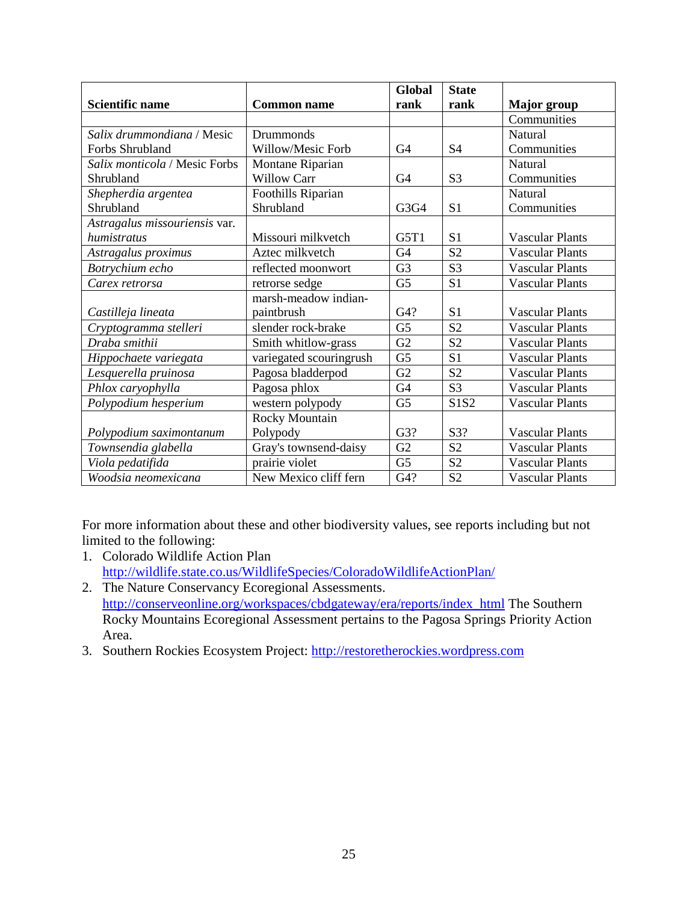| Scientific name | Common name | Global rank | State rank | Major group |
|---|---|---|---|---|
| | | | | Communities |
| *Salix drummondiana* / Mesic Forbs Shrubland | Drummonds Willow/Mesic Forb | G4 | S4 | Natural Communities |
| *Salix monticola* / Mesic Forbs Shrubland | Montane Riparian Willow Carr | G4 | S3 | Natural Communities |
| *Shepherdia argentea* Shrubland | Foothills Riparian Shrubland | G3G4 | S1 | Natural Communities |
| *Astragalus missouriensis* var. *humistratus* | Missouri milkvetch | G5T1 | S1 | Vascular Plants |
| *Astragalus proximus* | Aztec milkvetch | G4 | S2 | Vascular Plants |
| *Botrychium echo* | reflected moonwort | G3 | S3 | Vascular Plants |
| *Carex retrorsa* | retrorse sedge | G5 | S1 | Vascular Plants |
| *Castilleja lineata* | marsh-meadow indian-paintbrush | G4? | S1 | Vascular Plants |
| *Cryptogramma stelleri* | slender rock-brake | G5 | S2 | Vascular Plants |
| *Draba smithii* | Smith whitlow-grass | G2 | S2 | Vascular Plants |
| *Hippochaete variegata* | variegated scouringrush | G5 | S1 | Vascular Plants |
| *Lesquerella pruinosa* | Pagosa bladderpod | G2 | S2 | Vascular Plants |
| *Phlox caryophylla* | Pagosa phlox | G4 | S3 | Vascular Plants |
| *Polypodium hesperium* | western polypody | G5 | S1S2 | Vascular Plants |
| *Polypodium saximontanum* | Rocky Mountain Polypody | G3? | S3? | Vascular Plants |
| *Townsendia glabella* | Gray's townsend-daisy | G2 | S2 | Vascular Plants |
| *Viola pedatifida* | prairie violet | G5 | S2 | Vascular Plants |
| *Woodsia neomexicana* | New Mexico cliff fern | G4? | S2 | Vascular Plants |

For more information about these and other biodiversity values, see reports including but not limited to the following:

1. Colorado Wildlife Action Plan
   http://wildlife.state.co.us/WildlifeSpecies/ColoradoWildlifeActionPlan/
2. The Nature Conservancy Ecoregional Assessments.
   http://conserveonline.org/workspaces/cbdgateway/era/reports/index_html The Southern Rocky Mountains Ecoregional Assessment pertains to the Pagosa Springs Priority Action Area.
3. Southern Rockies Ecosystem Project: http://restoretherockies.wordpress.com